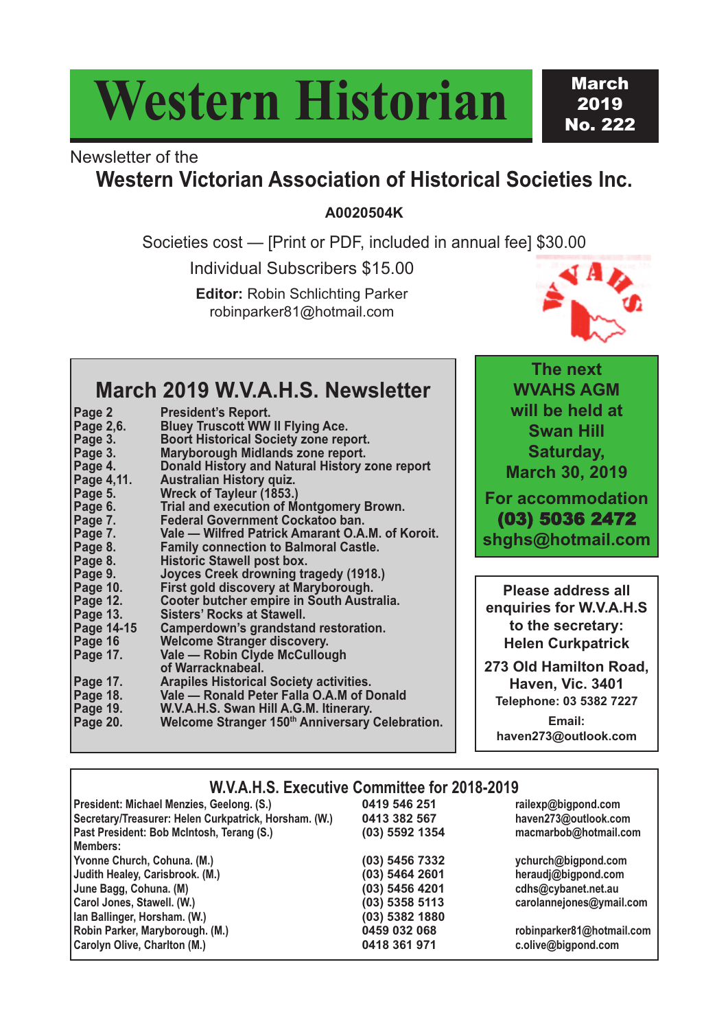# Western Historian

**March 2019**
**No. 222**

Newsletter of the

## Western Victorian Association of Historical Societies Inc.

**A0020504K**

Societies cost — [Print or PDF, included in annual fee] $30.00

Individual Subscribers $15.00

**Editor:** Robin Schlichting Parker
robinparker81@hotmail.com

## March 2019 W.V.A.H.S. Newsletter

| Page | Content |
|---|---|
| Page 2 | President's Report. |
| Page 2,6. | Bluey Truscott WW II Flying Ace. |
| Page 3. | Boort Historical Society zone report. |
| Page 3. | Maryborough Midlands zone report. |
| Page 4. | Donald History and Natural History zone report |
| Page 4,11. | Australian History quiz. |
| Page 5. | Wreck of Tayleur (1853.) |
| Page 6. | Trial and execution of Montgomery Brown. |
| Page 7. | Federal Government Cockatoo ban. |
| Page 7. | Vale — Wilfred Patrick Amarant O.A.M. of Koroit. |
| Page 8. | Family connection to Balmoral Castle. |
| Page 8. | Historic Stawell post box. |
| Page 9. | Joyces Creek drowning tragedy (1918.) |
| Page 10. | First gold discovery at Maryborough. |
| Page 12. | Cooter butcher empire in South Australia. |
| Page 13. | Sisters' Rocks at Stawell. |
| Page 14-15 | Camperdown's grandstand restoration. |
| Page 16 | Welcome Stranger discovery. |
| Page 17. | Vale — Robin Clyde McCullough of Warracknabeal. |
| Page 17. | Arapiles Historical Society activities. |
| Page 18. | Vale — Ronald Peter Falla O.A.M of Donald |
| Page 19. | W.V.A.H.S. Swan Hill A.G.M. Itinerary. |
| Page 20. | Welcome Stranger 150th Anniversary Celebration. |

**The next WVAHS AGM will be held at Swan Hill Saturday, March 30, 2019**

**For accommodation (03) 5036 2472 shghs@hotmail.com**

**Please address all enquiries for W.V.A.H.S to the secretary: Helen Curkpatrick**

**273 Old Hamilton Road, Haven, Vic. 3401**
**Telephone: 03 5382 7227**
**Email: haven273@outlook.com**

## W.V.A.H.S. Executive Committee for 2018-2019

| Name | Phone | Email |
|---|---|---|
| President: Michael Menzies, Geelong. (S.) | 0419 546 251 | railexp@bigpond.com |
| Secretary/Treasurer: Helen Curkpatrick, Horsham. (W.) | 0413 382 567 | haven273@outlook.com |
| Past President: Bob McIntosh, Terang (S.) | (03) 5592 1354 | macmarbob@hotmail.com |
| Members: | | |
| Yvonne Church, Cohuna. (M.) | (03) 5456 7332 | ychurch@bigpond.com |
| Judith Healey, Carisbrook. (M.) | (03) 5464 2601 | heraudj@bigpond.com |
| June Bagg, Cohuna. (M) | (03) 5456 4201 | cdhs@cybanet.net.au |
| Carol Jones, Stawell. (W.) | (03) 5358 5113 | carolannejones@ymail.com |
| Ian Ballinger, Horsham. (W.) | (03) 5382 1880 | |
| Robin Parker, Maryborough. (M.) | 0459 032 068 | robinparker81@hotmail.com |
| Carolyn Olive, Charlton (M.) | 0418 361 971 | c.olive@bigpond.com |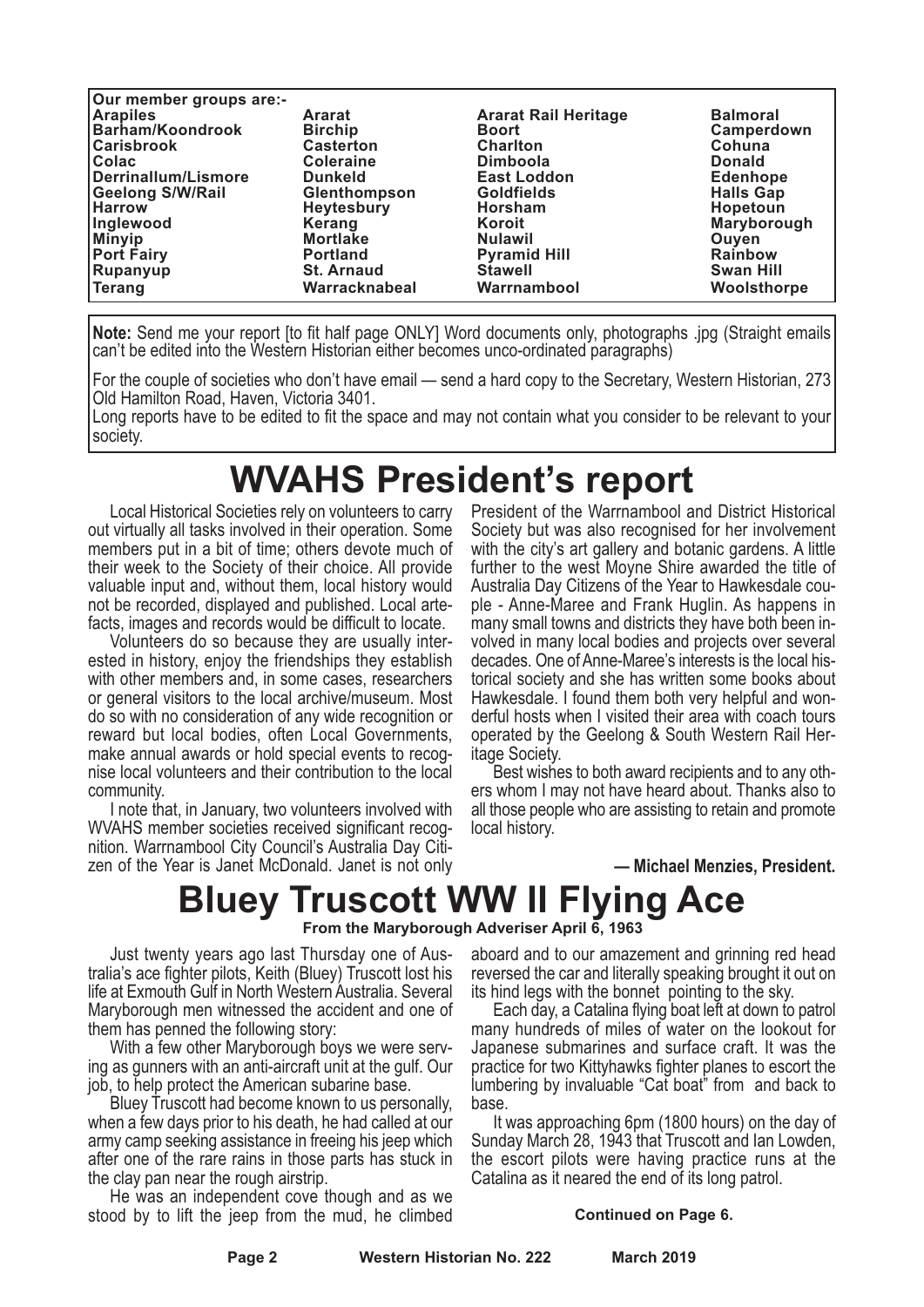| Our member groups are:- | | | |
|---|---|---|---|
| **Arapiles** | **Ararat** | **Ararat Rail Heritage** | **Balmoral** |
| **Barham/Koondrook** | **Birchip** | **Boort** | **Camperdown** |
| **Carisbrook** | **Casterton** | **Charlton** | **Cohuna** |
| **Colac** | **Coleraine** | **Dimboola** | **Donald** |
| **Derrinallum/Lismore** | **Dunkeld** | **East Loddon** | **Edenhope** |
| **Geelong S/W/Rail** | **Glenthompson** | **Goldfields** | **Halls Gap** |
| **Harrow** | **Heytesbury** | **Horsham** | **Hopetoun** |
| **Inglewood** | **Kerang** | **Koroit** | **Maryborough** |
| **Minyip** | **Mortlake** | **Nulawil** | **Ouyen** |
| **Port Fairy** | **Portland** | **Pyramid Hill** | **Rainbow** |
| **Rupanyup** | **St. Arnaud** | **Stawell** | **Swan Hill** |
| **Terang** | **Warracknabeal** | **Warrnambool** | **Woolsthorpe** |

**Note:** Send me your report [to fit half page ONLY] Word documents only, photographs .jpg (Straight emails can't be edited into the Western Historian either becomes unco-ordinated paragraphs)

For the couple of societies who don't have email — send a hard copy to the Secretary, Western Historian, 273 Old Hamilton Road, Haven, Victoria 3401.

Long reports have to be edited to fit the space and may not contain what you consider to be relevant to your society.

# WVAHS President's report

Local Historical Societies rely on volunteers to carry out virtually all tasks involved in their operation. Some members put in a bit of time; others devote much of their week to the Society of their choice. All provide valuable input and, without them, local history would not be recorded, displayed and published. Local artefacts, images and records would be difficult to locate.

Volunteers do so because they are usually interested in history, enjoy the friendships they establish with other members and, in some cases, researchers or general visitors to the local archive/museum. Most do so with no consideration of any wide recognition or reward but local bodies, often Local Governments, make annual awards or hold special events to recognise local volunteers and their contribution to the local community.

I note that, in January, two volunteers involved with WVAHS member societies received significant recognition. Warrnambool City Council's Australia Day Citizen of the Year is Janet McDonald. Janet is not only President of the Warrnambool and District Historical Society but was also recognised for her involvement with the city's art gallery and botanic gardens. A little further to the west Moyne Shire awarded the title of Australia Day Citizens of the Year to Hawkesdale couple - Anne-Maree and Frank Huglin. As happens in many small towns and districts they have both been involved in many local bodies and projects over several decades. One of Anne-Maree's interests is the local historical society and she has written some books about Hawkesdale. I found them both very helpful and wonderful hosts when I visited their area with coach tours operated by the Geelong & South Western Rail Heritage Society.

Best wishes to both award recipients and to any others whom I may not have heard about. Thanks also to all those people who are assisting to retain and promote local history.

**— Michael Menzies, President.**

# Bluey Truscott WW II Flying Ace

**From the Maryborough Adveriser April 6, 1963**

Just twenty years ago last Thursday one of Australia's ace fighter pilots, Keith (Bluey) Truscott lost his life at Exmouth Gulf in North Western Australia. Several Maryborough men witnessed the accident and one of them has penned the following story:

With a few other Maryborough boys we were serving as gunners with an anti-aircraft unit at the gulf. Our job, to help protect the American subarine base.

Bluey Truscott had become known to us personally, when a few days prior to his death, he had called at our army camp seeking assistance in freeing his jeep which after one of the rare rains in those parts has stuck in the clay pan near the rough airstrip.

He was an independent cove though and as we stood by to lift the jeep from the mud, he climbed aboard and to our amazement and grinning red head reversed the car and literally speaking brought it out on its hind legs with the bonnet pointing to the sky.

Each day, a Catalina flying boat left at down to patrol many hundreds of miles of water on the lookout for Japanese submarines and surface craft. It was the practice for two Kittyhawks fighter planes to escort the lumbering by invaluable "Cat boat" from and back to base.

It was approaching 6pm (1800 hours) on the day of Sunday March 28, 1943 that Truscott and Ian Lowden, the escort pilots were having practice runs at the Catalina as it neared the end of its long patrol.

**Continued on Page 6.**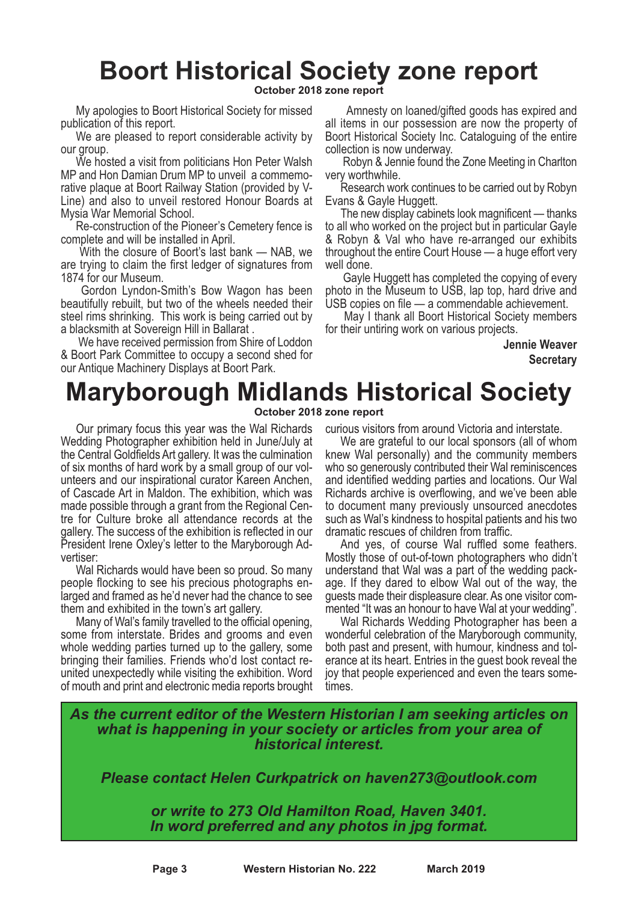# Boort Historical Society zone report

**October 2018 zone report**

My apologies to Boort Historical Society for missed publication of this report.

We are pleased to report considerable activity by our group.

We hosted a visit from politicians Hon Peter Walsh MP and Hon Damian Drum MP to unveil a commemorative plaque at Boort Railway Station (provided by V-Line) and also to unveil restored Honour Boards at Mysia War Memorial School.

Re-construction of the Pioneer's Cemetery fence is complete and will be installed in April.

With the closure of Boort's last bank — NAB, we are trying to claim the first ledger of signatures from 1874 for our Museum.

Gordon Lyndon-Smith's Bow Wagon has been beautifully rebuilt, but two of the wheels needed their steel rims shrinking. This work is being carried out by a blacksmith at Sovereign Hill in Ballarat .

We have received permission from Shire of Loddon & Boort Park Committee to occupy a second shed for our Antique Machinery Displays at Boort Park.

Amnesty on loaned/gifted goods has expired and all items in our possession are now the property of Boort Historical Society Inc. Cataloguing of the entire collection is now underway.

Robyn & Jennie found the Zone Meeting in Charlton very worthwhile.

Research work continues to be carried out by Robyn Evans & Gayle Huggett.

The new display cabinets look magnificent — thanks to all who worked on the project but in particular Gayle & Robyn & Val who have re-arranged our exhibits throughout the entire Court House — a huge effort very well done.

Gayle Huggett has completed the copying of every photo in the Museum to USB, lap top, hard drive and USB copies on file — a commendable achievement.

May I thank all Boort Historical Society members for their untiring work on various projects.

**Jennie Weaver**
**Secretary**

# Maryborough Midlands Historical Society

**October 2018 zone report**

Our primary focus this year was the Wal Richards Wedding Photographer exhibition held in June/July at the Central Goldfields Art gallery. It was the culmination of six months of hard work by a small group of our volunteers and our inspirational curator Kareen Anchen, of Cascade Art in Maldon. The exhibition, which was made possible through a grant from the Regional Centre for Culture broke all attendance records at the gallery. The success of the exhibition is reflected in our President Irene Oxley's letter to the Maryborough Advertiser:

Wal Richards would have been so proud. So many people flocking to see his precious photographs enlarged and framed as he'd never had the chance to see them and exhibited in the town's art gallery.

Many of Wal's family travelled to the official opening, some from interstate. Brides and grooms and even whole wedding parties turned up to the gallery, some bringing their families. Friends who'd lost contact reunited unexpectedly while visiting the exhibition. Word of mouth and print and electronic media reports brought curious visitors from around Victoria and interstate.

We are grateful to our local sponsors (all of whom knew Wal personally) and the community members who so generously contributed their Wal reminiscences and identified wedding parties and locations. Our Wal Richards archive is overflowing, and we've been able to document many previously unsourced anecdotes such as Wal's kindness to hospital patients and his two dramatic rescues of children from traffic.

And yes, of course Wal ruffled some feathers. Mostly those of out-of-town photographers who didn't understand that Wal was a part of the wedding package. If they dared to elbow Wal out of the way, the guests made their displeasure clear. As one visitor commented "It was an honour to have Wal at your wedding".

Wal Richards Wedding Photographer has been a wonderful celebration of the Maryborough community, both past and present, with humour, kindness and tolerance at its heart. Entries in the guest book reveal the joy that people experienced and even the tears sometimes.

***As the current editor of the Western Historian I am seeking articles on what is happening in your society or articles from your area of historical interest.***

***Please contact Helen Curkpatrick on haven273@outlook.com***

***or write to 273 Old Hamilton Road, Haven 3401. In word preferred and any photos in jpg format.***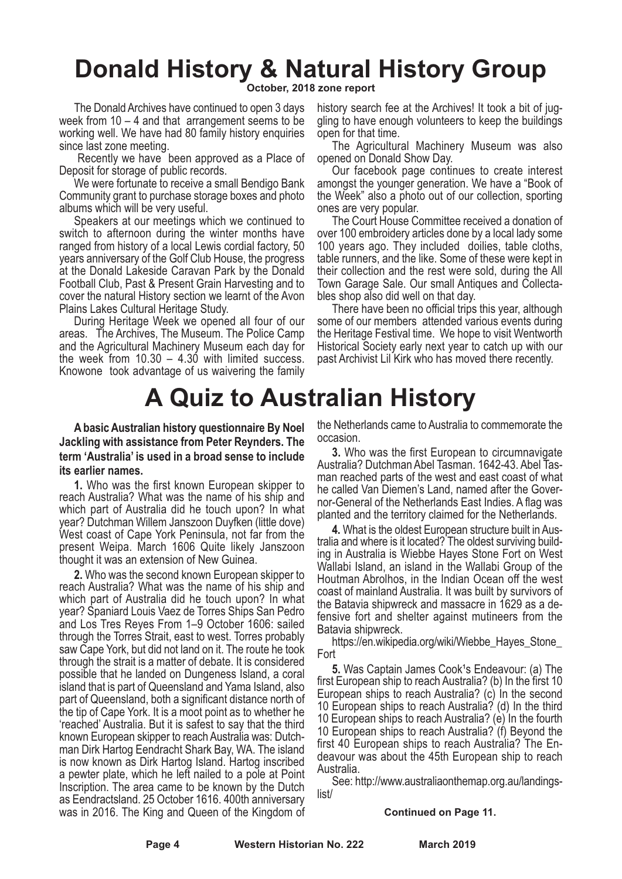# Donald History & Natural History Group

**October, 2018 zone report**

The Donald Archives have continued to open 3 days week from 10 – 4 and that arrangement seems to be working well. We have had 80 family history enquiries since last zone meeting.

Recently we have been approved as a Place of Deposit for storage of public records.

We were fortunate to receive a small Bendigo Bank Community grant to purchase storage boxes and photo albums which will be very useful.

Speakers at our meetings which we continued to switch to afternoon during the winter months have ranged from history of a local Lewis cordial factory, 50 years anniversary of the Golf Club House, the progress at the Donald Lakeside Caravan Park by the Donald Football Club, Past & Present Grain Harvesting and to cover the natural History section we learnt of the Avon Plains Lakes Cultural Heritage Study.

During Heritage Week we opened all four of our areas. The Archives, The Museum. The Police Camp and the Agricultural Machinery Museum each day for the week from 10.30 – 4.30 with limited success. Knowone took advantage of us waivering the family history search fee at the Archives! It took a bit of juggling to have enough volunteers to keep the buildings open for that time.

The Agricultural Machinery Museum was also opened on Donald Show Day.

Our facebook page continues to create interest amongst the younger generation. We have a "Book of the Week" also a photo out of our collection, sporting ones are very popular.

The Court House Committee received a donation of over 100 embroidery articles done by a local lady some 100 years ago. They included doilies, table cloths, table runners, and the like. Some of these were kept in their collection and the rest were sold, during the All Town Garage Sale. Our small Antiques and Collectables shop also did well on that day.

There have been no official trips this year, although some of our members attended various events during the Heritage Festival time. We hope to visit Wentworth Historical Society early next year to catch up with our past Archivist Lil Kirk who has moved there recently.

# A Quiz to Australian History

**A basic Australian history questionnaire By Noel Jackling with assistance from Peter Reynders. The term 'Australia' is used in a broad sense to include its earlier names.**

**1.** Who was the first known European skipper to reach Australia? What was the name of his ship and which part of Australia did he touch upon? In what year? Dutchman Willem Janszoon Duyfken (little dove) West coast of Cape York Peninsula, not far from the present Weipa. March 1606 Quite likely Janszoon thought it was an extension of New Guinea.

**2.** Who was the second known European skipper to reach Australia? What was the name of his ship and which part of Australia did he touch upon? In what year? Spaniard Louis Vaez de Torres Ships San Pedro and Los Tres Reyes From 1–9 October 1606: sailed through the Torres Strait, east to west. Torres probably saw Cape York, but did not land on it. The route he took through the strait is a matter of debate. It is considered possible that he landed on Dungeness Island, a coral island that is part of Queensland and Yama Island, also part of Queensland, both a significant distance north of the tip of Cape York. It is a moot point as to whether he 'reached' Australia. But it is safest to say that the third known European skipper to reach Australia was: Dutchman Dirk Hartog Eendracht Shark Bay, WA. The island is now known as Dirk Hartog Island. Hartog inscribed a pewter plate, which he left nailed to a pole at Point Inscription. The area came to be known by the Dutch as Eendractsland. 25 October 1616. 400th anniversary was in 2016. The King and Queen of the Kingdom of the Netherlands came to Australia to commemorate the occasion.

**3.** Who was the first European to circumnavigate Australia? Dutchman Abel Tasman. 1642-43. Abel Tasman reached parts of the west and east coast of what he called Van Diemen's Land, named after the Governor-General of the Netherlands East Indies. A flag was planted and the territory claimed for the Netherlands.

**4.** What is the oldest European structure built in Australia and where is it located? The oldest surviving building in Australia is Wiebbe Hayes Stone Fort on West Wallabi Island, an island in the Wallabi Group of the Houtman Abrolhos, in the Indian Ocean off the west coast of mainland Australia. It was built by survivors of the Batavia shipwreck and massacre in 1629 as a defensive fort and shelter against mutineers from the Batavia shipwreck.

https://en.wikipedia.org/wiki/Wiebbe_Hayes_Stone_Fort

**5.** Was Captain James Cook's Endeavour: (a) The first European ship to reach Australia? (b) In the first 10 European ships to reach Australia? (c) In the second 10 European ships to reach Australia? (d) In the third 10 European ships to reach Australia? (e) In the fourth 10 European ships to reach Australia? (f) Beyond the first 40 European ships to reach Australia? The Endeavour was about the 45th European ship to reach Australia.

See: http://www.australiaonthemap.org.au/landings-list/

**Continued on Page 11.**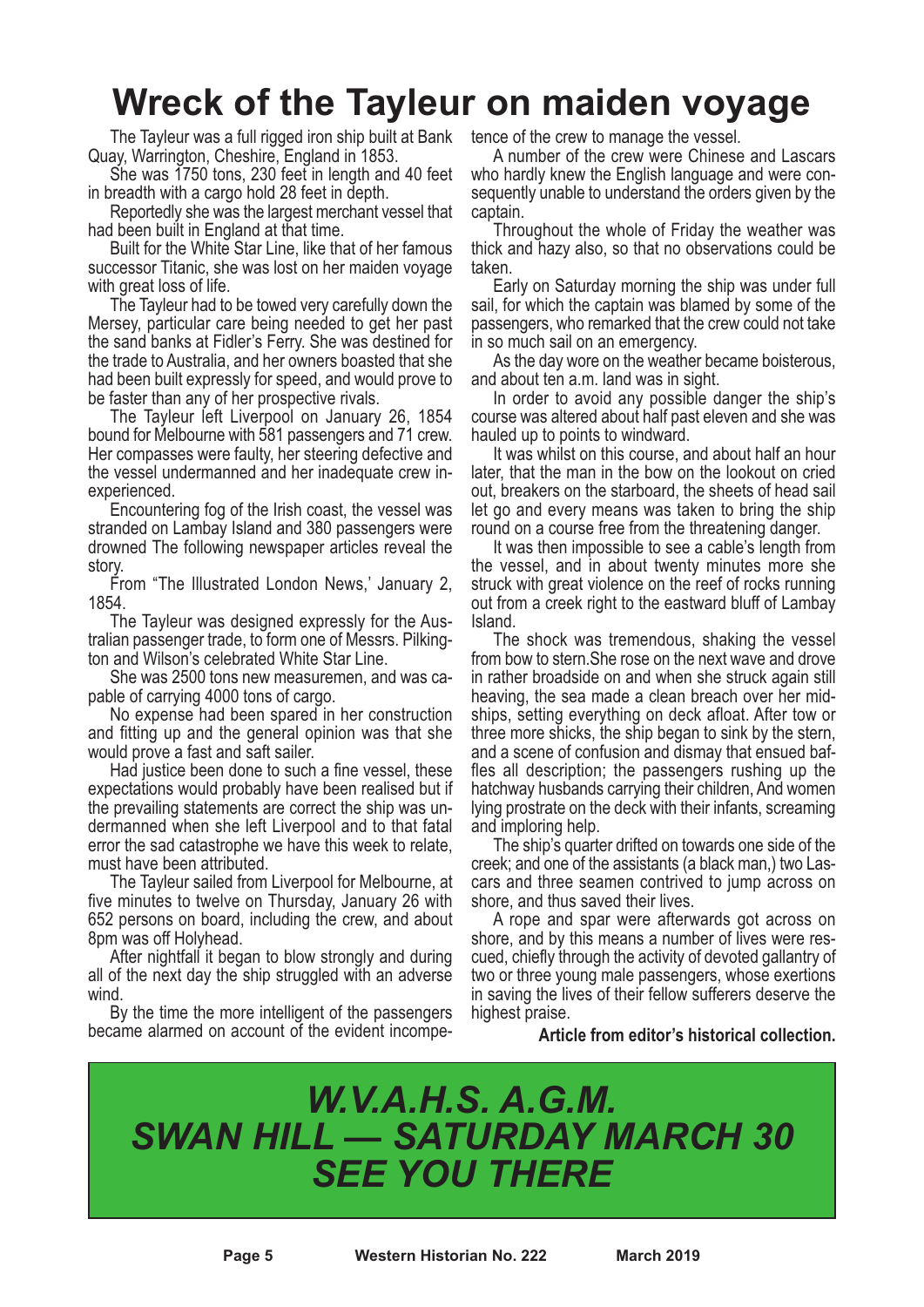# Wreck of the Tayleur on maiden voyage

The Tayleur was a full rigged iron ship built at Bank Quay, Warrington, Cheshire, England in 1853.

She was 1750 tons, 230 feet in length and 40 feet in breadth with a cargo hold 28 feet in depth.

Reportedly she was the largest merchant vessel that had been built in England at that time.

Built for the White Star Line, like that of her famous successor Titanic, she was lost on her maiden voyage with great loss of life.

The Tayleur had to be towed very carefully down the Mersey, particular care being needed to get her past the sand banks at Fidler's Ferry. She was destined for the trade to Australia, and her owners boasted that she had been built expressly for speed, and would prove to be faster than any of her prospective rivals.

The Tayleur left Liverpool on January 26, 1854 bound for Melbourne with 581 passengers and 71 crew. Her compasses were faulty, her steering defective and the vessel undermanned and her inadequate crew inexperienced.

Encountering fog of the Irish coast, the vessel was stranded on Lambay Island and 380 passengers were drowned The following newspaper articles reveal the story.

From "The Illustrated London News,' January 2, 1854.

The Tayleur was designed expressly for the Australian passenger trade, to form one of Messrs. Pilkington and Wilson's celebrated White Star Line.

She was 2500 tons new measuremen, and was capable of carrying 4000 tons of cargo.

No expense had been spared in her construction and fitting up and the general opinion was that she would prove a fast and saft sailer.

Had justice been done to such a fine vessel, these expectations would probably have been realised but if the prevailing statements are correct the ship was undermanned when she left Liverpool and to that fatal error the sad catastrophe we have this week to relate, must have been attributed.

The Tayleur sailed from Liverpool for Melbourne, at five minutes to twelve on Thursday, January 26 with 652 persons on board, including the crew, and about 8pm was off Holyhead.

After nightfall it began to blow strongly and during all of the next day the ship struggled with an adverse wind.

By the time the more intelligent of the passengers became alarmed on account of the evident incompetence of the crew to manage the vessel.

A number of the crew were Chinese and Lascars who hardly knew the English language and were consequently unable to understand the orders given by the captain.

Throughout the whole of Friday the weather was thick and hazy also, so that no observations could be taken.

Early on Saturday morning the ship was under full sail, for which the captain was blamed by some of the passengers, who remarked that the crew could not take in so much sail on an emergency.

As the day wore on the weather became boisterous, and about ten a.m. land was in sight.

In order to avoid any possible danger the ship's course was altered about half past eleven and she was hauled up to points to windward.

It was whilst on this course, and about half an hour later, that the man in the bow on the lookout on cried out, breakers on the starboard, the sheets of head sail let go and every means was taken to bring the ship round on a course free from the threatening danger.

It was then impossible to see a cable's length from the vessel, and in about twenty minutes more she struck with great violence on the reef of rocks running out from a creek right to the eastward bluff of Lambay Island.

The shock was tremendous, shaking the vessel from bow to stern.She rose on the next wave and drove in rather broadside on and when she struck again still heaving, the sea made a clean breach over her midships, setting everything on deck afloat. After tow or three more shicks, the ship began to sink by the stern, and a scene of confusion and dismay that ensued baffles all description; the passengers rushing up the hatchway husbands carrying their children, And women lying prostrate on the deck with their infants, screaming and imploring help.

The ship's quarter drifted on towards one side of the creek; and one of the assistants (a black man,) two Lascars and three seamen contrived to jump across on shore, and thus saved their lives.

A rope and spar were afterwards got across on shore, and by this means a number of lives were rescued, chiefly through the activity of devoted gallantry of two or three young male passengers, whose exertions in saving the lives of their fellow sufferers deserve the highest praise.

**Article from editor's historical collection.**

***W.V.A.H.S. A.G.M.***
***SWAN HILL — SATURDAY MARCH 30***
***SEE YOU THERE***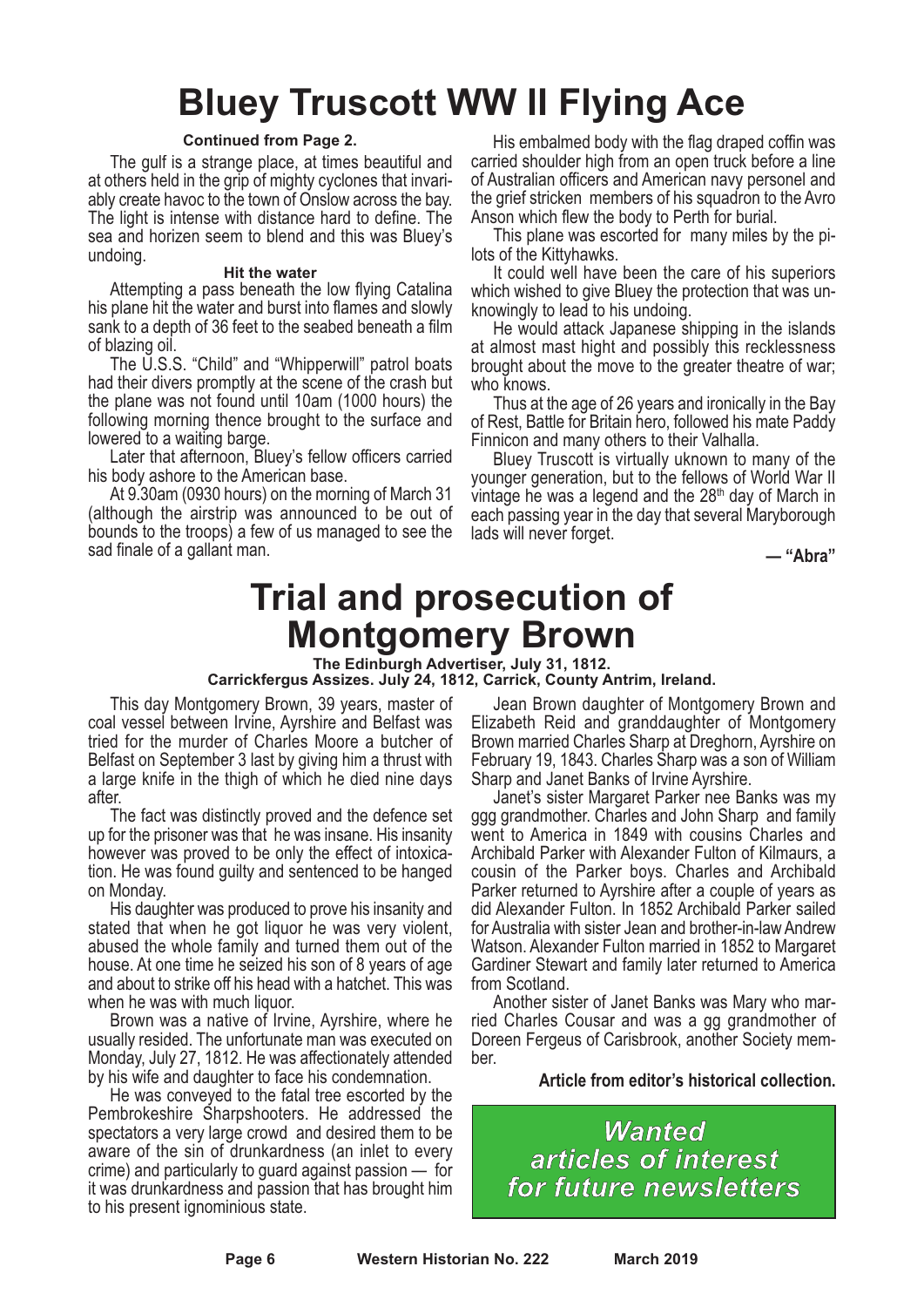# Bluey Truscott WW II Flying Ace

**Continued from Page 2.**

The gulf is a strange place, at times beautiful and at others held in the grip of mighty cyclones that invariably create havoc to the town of Onslow across the bay. The light is intense with distance hard to define. The sea and horizen seem to blend and this was Bluey's undoing.

**Hit the water**

Attempting a pass beneath the low flying Catalina his plane hit the water and burst into flames and slowly sank to a depth of 36 feet to the seabed beneath a film of blazing oil.

The U.S.S. "Child" and "Whipperwill" patrol boats had their divers promptly at the scene of the crash but the plane was not found until 10am (1000 hours) the following morning thence brought to the surface and lowered to a waiting barge.

Later that afternoon, Bluey's fellow officers carried his body ashore to the American base.

At 9.30am (0930 hours) on the morning of March 31 (although the airstrip was announced to be out of bounds to the troops) a few of us managed to see the sad finale of a gallant man.

His embalmed body with the flag draped coffin was carried shoulder high from an open truck before a line of Australian officers and American navy personel and the grief stricken members of his squadron to the Avro Anson which flew the body to Perth for burial.

This plane was escorted for many miles by the pilots of the Kittyhawks.

It could well have been the care of his superiors which wished to give Bluey the protection that was unknowingly to lead to his undoing.

He would attack Japanese shipping in the islands at almost mast hight and possibly this recklessness brought about the move to the greater theatre of war; who knows.

Thus at the age of 26 years and ironically in the Bay of Rest, Battle for Britain hero, followed his mate Paddy Finnicon and many others to their Valhalla.

Bluey Truscott is virtually uknown to many of the younger generation, but to the fellows of World War II vintage he was a legend and the 28th day of March in each passing year in the day that several Maryborough lads will never forget.

**— "Abra"**

# Trial and prosecution of Montgomery Brown

**The Edinburgh Advertiser, July 31, 1812.**
**Carrickfergus Assizes. July 24, 1812, Carrick, County Antrim, Ireland.**

This day Montgomery Brown, 39 years, master of coal vessel between Irvine, Ayrshire and Belfast was tried for the murder of Charles Moore a butcher of Belfast on September 3 last by giving him a thrust with a large knife in the thigh of which he died nine days after.

The fact was distinctly proved and the defence set up for the prisoner was that he was insane. His insanity however was proved to be only the effect of intoxication. He was found guilty and sentenced to be hanged on Monday.

His daughter was produced to prove his insanity and stated that when he got liquor he was very violent, abused the whole family and turned them out of the house. At one time he seized his son of 8 years of age and about to strike off his head with a hatchet. This was when he was with much liquor.

Brown was a native of Irvine, Ayrshire, where he usually resided. The unfortunate man was executed on Monday, July 27, 1812. He was affectionately attended by his wife and daughter to face his condemnation.

He was conveyed to the fatal tree escorted by the Pembrokeshire Sharpshooters. He addressed the spectators a very large crowd and desired them to be aware of the sin of drunkardness (an inlet to every crime) and particularly to guard against passion — for it was drunkardness and passion that has brought him to his present ignominious state.

Jean Brown daughter of Montgomery Brown and Elizabeth Reid and granddaughter of Montgomery Brown married Charles Sharp at Dreghorn, Ayrshire on February 19, 1843. Charles Sharp was a son of William Sharp and Janet Banks of Irvine Ayrshire.

Janet's sister Margaret Parker nee Banks was my ggg grandmother. Charles and John Sharp and family went to America in 1849 with cousins Charles and Archibald Parker with Alexander Fulton of Kilmaurs, a cousin of the Parker boys. Charles and Archibald Parker returned to Ayrshire after a couple of years as did Alexander Fulton. In 1852 Archibald Parker sailed for Australia with sister Jean and brother-in-law Andrew Watson. Alexander Fulton married in 1852 to Margaret Gardiner Stewart and family later returned to America from Scotland.

Another sister of Janet Banks was Mary who married Charles Cousar and was a gg grandmother of Doreen Fergeus of Carisbrook, another Society member.

**Article from editor's historical collection.**

***Wanted articles of interest for future newsletters***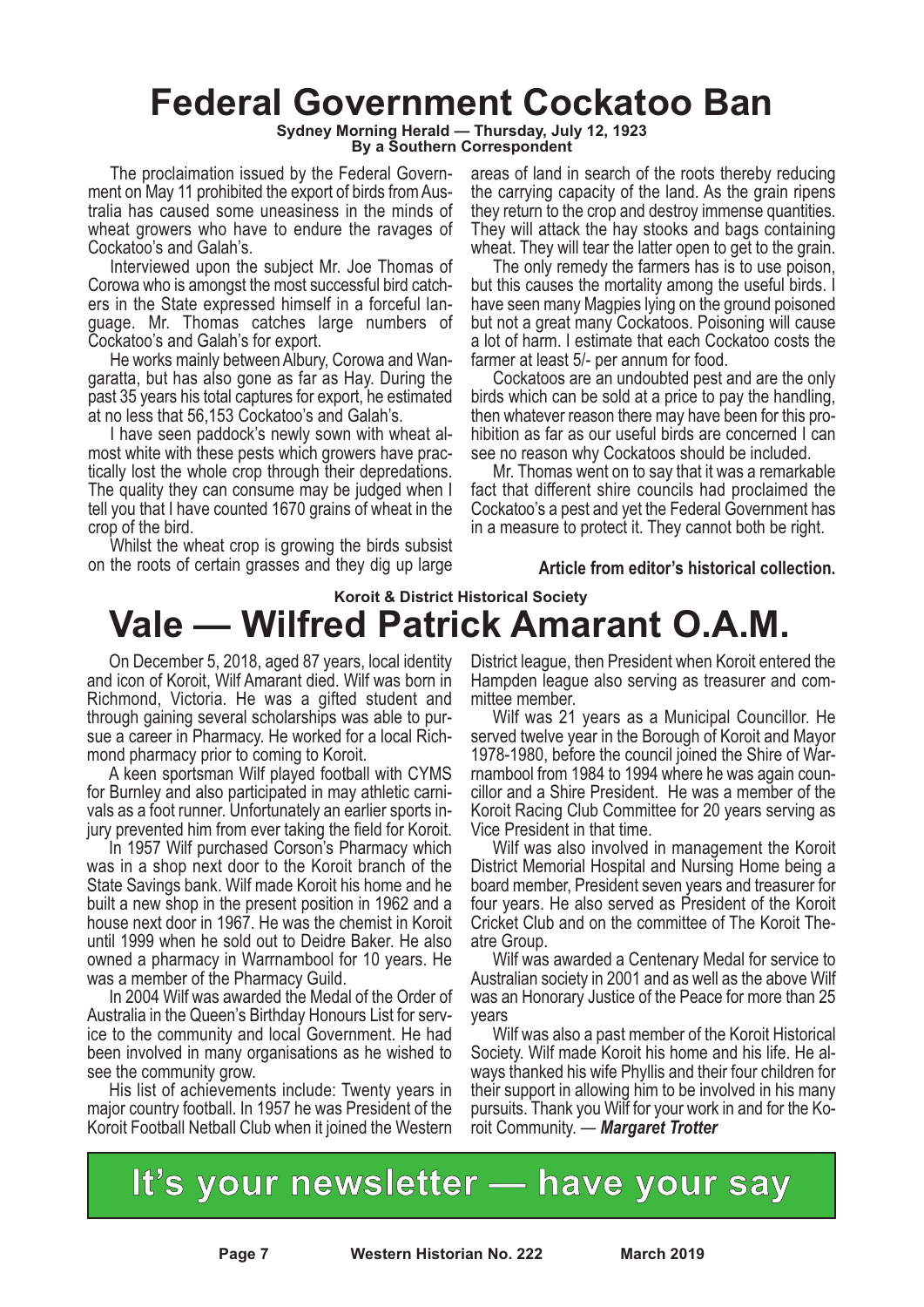# Federal Government Cockatoo Ban

**Sydney Morning Herald — Thursday, July 12, 1923**
**By a Southern Correspondent**

The proclaimation issued by the Federal Government on May 11 prohibited the export of birds from Australia has caused some uneasiness in the minds of wheat growers who have to endure the ravages of Cockatoo's and Galah's.

Interviewed upon the subject Mr. Joe Thomas of Corowa who is amongst the most successful bird catchers in the State expressed himself in a forceful language. Mr. Thomas catches large numbers of Cockatoo's and Galah's for export.

He works mainly between Albury, Corowa and Wangaratta, but has also gone as far as Hay. During the past 35 years his total captures for export, he estimated at no less that 56,153 Cockatoo's and Galah's.

I have seen paddock's newly sown with wheat almost white with these pests which growers have practically lost the whole crop through their depredations. The quality they can consume may be judged when I tell you that I have counted 1670 grains of wheat in the crop of the bird.

Whilst the wheat crop is growing the birds subsist on the roots of certain grasses and they dig up large areas of land in search of the roots thereby reducing the carrying capacity of the land. As the grain ripens they return to the crop and destroy immense quantities. They will attack the hay stooks and bags containing wheat. They will tear the latter open to get to the grain.

The only remedy the farmers has is to use poison, but this causes the mortality among the useful birds. I have seen many Magpies lying on the ground poisoned but not a great many Cockatoos. Poisoning will cause a lot of harm. I estimate that each Cockatoo costs the farmer at least 5/- per annum for food.

Cockatoos are an undoubted pest and are the only birds which can be sold at a price to pay the handling, then whatever reason there may have been for this prohibition as far as our useful birds are concerned I can see no reason why Cockatoos should be included.

Mr. Thomas went on to say that it was a remarkable fact that different shire councils had proclaimed the Cockatoo's a pest and yet the Federal Government has in a measure to protect it. They cannot both be right.

**Article from editor's historical collection.**

**Koroit & District Historical Society**

# Vale — Wilfred Patrick Amarant O.A.M.

On December 5, 2018, aged 87 years, local identity and icon of Koroit, Wilf Amarant died. Wilf was born in Richmond, Victoria. He was a gifted student and through gaining several scholarships was able to pursue a career in Pharmacy. He worked for a local Richmond pharmacy prior to coming to Koroit.

A keen sportsman Wilf played football with CYMS for Burnley and also participated in may athletic carnivals as a foot runner. Unfortunately an earlier sports injury prevented him from ever taking the field for Koroit.

In 1957 Wilf purchased Corson's Pharmacy which was in a shop next door to the Koroit branch of the State Savings bank. Wilf made Koroit his home and he built a new shop in the present position in 1962 and a house next door in 1967. He was the chemist in Koroit until 1999 when he sold out to Deidre Baker. He also owned a pharmacy in Warrnambool for 10 years. He was a member of the Pharmacy Guild.

In 2004 Wilf was awarded the Medal of the Order of Australia in the Queen's Birthday Honours List for service to the community and local Government. He had been involved in many organisations as he wished to see the community grow.

His list of achievements include: Twenty years in major country football. In 1957 he was President of the Koroit Football Netball Club when it joined the Western District league, then President when Koroit entered the Hampden league also serving as treasurer and committee member.

Wilf was 21 years as a Municipal Councillor. He served twelve year in the Borough of Koroit and Mayor 1978-1980, before the council joined the Shire of Warrnambool from 1984 to 1994 where he was again councillor and a Shire President. He was a member of the Koroit Racing Club Committee for 20 years serving as Vice President in that time.

Wilf was also involved in management the Koroit District Memorial Hospital and Nursing Home being a board member, President seven years and treasurer for four years. He also served as President of the Koroit Cricket Club and on the committee of The Koroit Theatre Group.

Wilf was awarded a Centenary Medal for service to Australian society in 2001 and as well as the above Wilf was an Honorary Justice of the Peace for more than 25 years

Wilf was also a past member of the Koroit Historical Society. Wilf made Koroit his home and his life. He always thanked his wife Phyllis and their four children for their support in allowing him to be involved in his many pursuits. Thank you Wilf for your work in and for the Koroit Community. — ***Margaret Trotter***

## It's your newsletter — have your say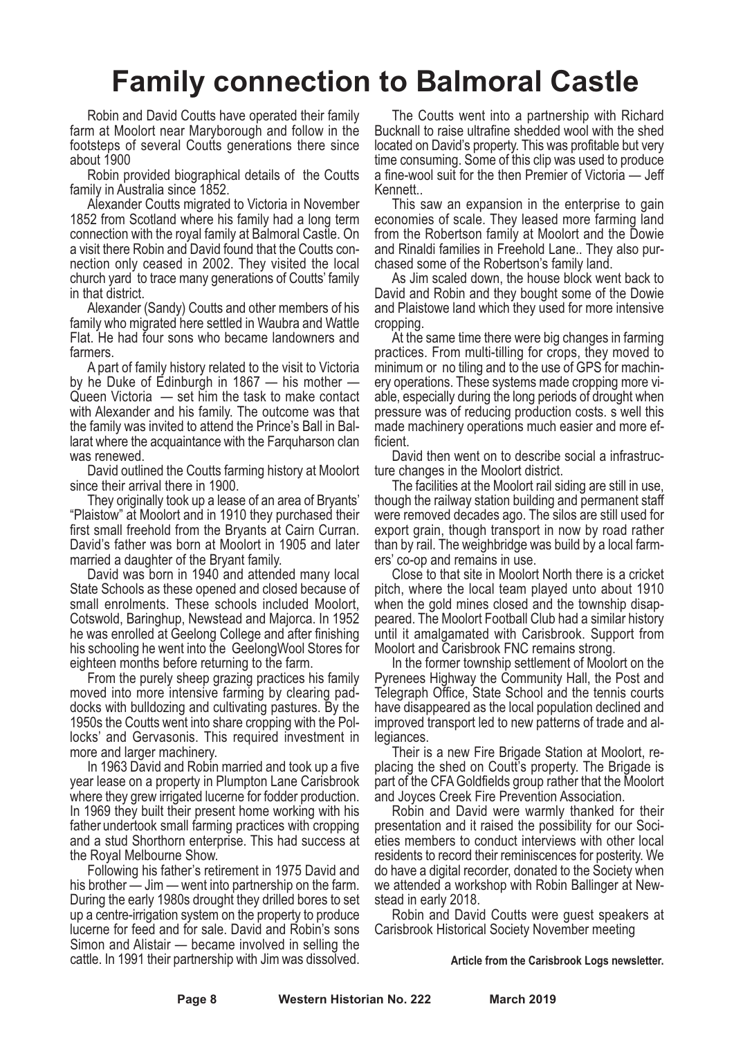# Family connection to Balmoral Castle

Robin and David Coutts have operated their family farm at Moolort near Maryborough and follow in the footsteps of several Coutts generations there since about 1900

Robin provided biographical details of the Coutts family in Australia since 1852.

Alexander Coutts migrated to Victoria in November 1852 from Scotland where his family had a long term connection with the royal family at Balmoral Castle. On a visit there Robin and David found that the Coutts connection only ceased in 2002. They visited the local church yard to trace many generations of Coutts' family in that district.

Alexander (Sandy) Coutts and other members of his family who migrated here settled in Waubra and Wattle Flat. He had four sons who became landowners and farmers.

A part of family history related to the visit to Victoria by he Duke of Edinburgh in 1867 — his mother — Queen Victoria — set him the task to make contact with Alexander and his family. The outcome was that the family was invited to attend the Prince's Ball in Ballarat where the acquaintance with the Farquharson clan was renewed.

David outlined the Coutts farming history at Moolort since their arrival there in 1900.

They originally took up a lease of an area of Bryants' "Plaistow" at Moolort and in 1910 they purchased their first small freehold from the Bryants at Cairn Curran. David's father was born at Moolort in 1905 and later married a daughter of the Bryant family.

David was born in 1940 and attended many local State Schools as these opened and closed because of small enrolments. These schools included Moolort, Cotswold, Baringhup, Newstead and Majorca. In 1952 he was enrolled at Geelong College and after finishing his schooling he went into the GeelongWool Stores for eighteen months before returning to the farm.

From the purely sheep grazing practices his family moved into more intensive farming by clearing paddocks with bulldozing and cultivating pastures. By the 1950s the Coutts went into share cropping with the Pollocks' and Gervasonis. This required investment in more and larger machinery.

In 1963 David and Robin married and took up a five year lease on a property in Plumpton Lane Carisbrook where they grew irrigated lucerne for fodder production. In 1969 they built their present home working with his father undertook small farming practices with cropping and a stud Shorthorn enterprise. This had success at the Royal Melbourne Show.

Following his father's retirement in 1975 David and his brother — Jim — went into partnership on the farm. During the early 1980s drought they drilled bores to set up a centre-irrigation system on the property to produce lucerne for feed and for sale. David and Robin's sons Simon and Alistair — became involved in selling the cattle. In 1991 their partnership with Jim was dissolved.

The Coutts went into a partnership with Richard Bucknall to raise ultrafine shedded wool with the shed located on David's property. This was profitable but very time consuming. Some of this clip was used to produce a fine-wool suit for the then Premier of Victoria — Jeff Kennett..

This saw an expansion in the enterprise to gain economies of scale. They leased more farming land from the Robertson family at Moolort and the Dowie and Rinaldi families in Freehold Lane.. They also purchased some of the Robertson's family land.

As Jim scaled down, the house block went back to David and Robin and they bought some of the Dowie and Plaistowe land which they used for more intensive cropping.

At the same time there were big changes in farming practices. From multi-tilling for crops, they moved to minimum or no tiling and to the use of GPS for machinery operations. These systems made cropping more viable, especially during the long periods of drought when pressure was of reducing production costs. s well this made machinery operations much easier and more efficient.

David then went on to describe social a infrastructure changes in the Moolort district.

The facilities at the Moolort rail siding are still in use, though the railway station building and permanent staff were removed decades ago. The silos are still used for export grain, though transport in now by road rather than by rail. The weighbridge was build by a local farmers' co-op and remains in use.

Close to that site in Moolort North there is a cricket pitch, where the local team played unto about 1910 when the gold mines closed and the township disappeared. The Moolort Football Club had a similar history until it amalgamated with Carisbrook. Support from Moolort and Carisbrook FNC remains strong.

In the former township settlement of Moolort on the Pyrenees Highway the Community Hall, the Post and Telegraph Office, State School and the tennis courts have disappeared as the local population declined and improved transport led to new patterns of trade and allegiances.

Their is a new Fire Brigade Station at Moolort, replacing the shed on Coutt's property. The Brigade is part of the CFA Goldfields group rather that the Moolort and Joyces Creek Fire Prevention Association.

Robin and David were warmly thanked for their presentation and it raised the possibility for our Societies members to conduct interviews with other local residents to record their reminiscences for posterity. We do have a digital recorder, donated to the Society when we attended a workshop with Robin Ballinger at Newstead in early 2018.

Robin and David Coutts were guest speakers at Carisbrook Historical Society November meeting

**Article from the Carisbrook Logs newsletter.**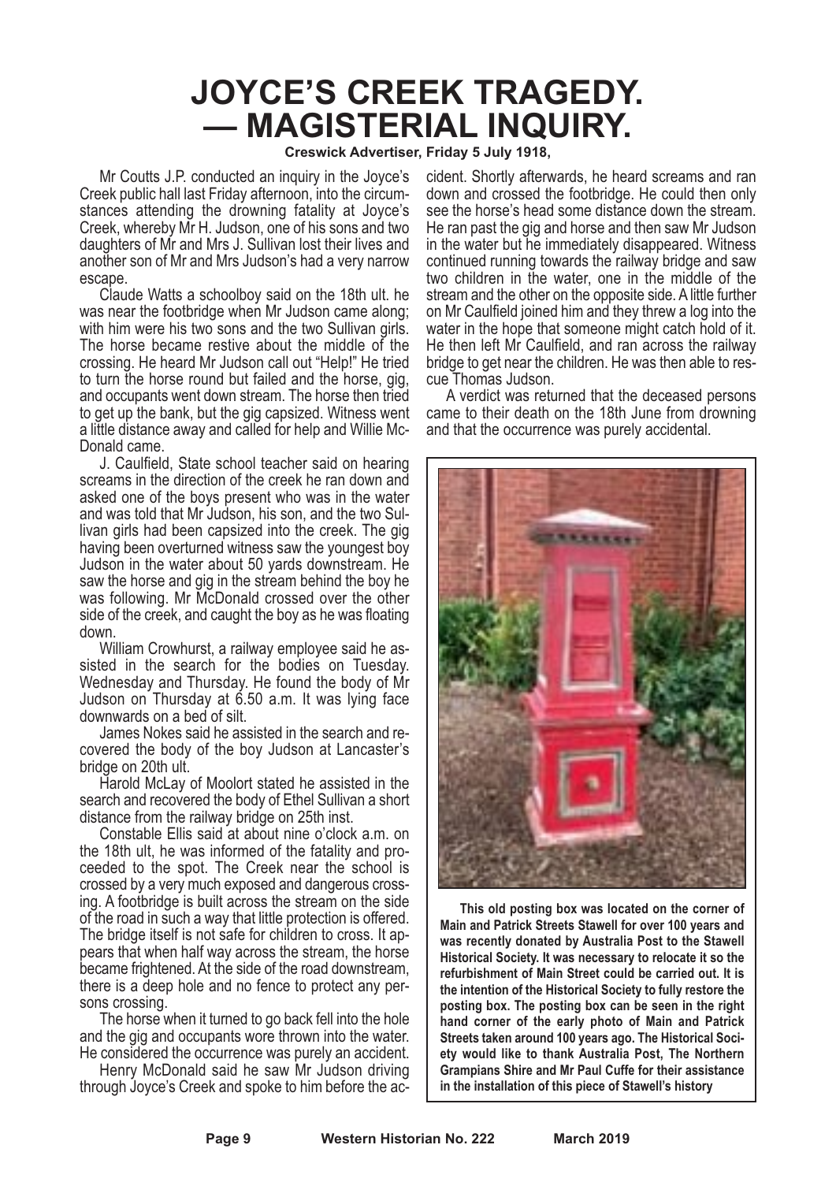# JOYCE'S CREEK TRAGEDY. — MAGISTERIAL INQUIRY.

**Creswick Advertiser, Friday 5 July 1918,**

Mr Coutts J.P. conducted an inquiry in the Joyce's Creek public hall last Friday afternoon, into the circumstances attending the drowning fatality at Joyce's Creek, whereby Mr H. Judson, one of his sons and two daughters of Mr and Mrs J. Sullivan lost their lives and another son of Mr and Mrs Judson's had a very narrow escape.

Claude Watts a schoolboy said on the 18th ult. he was near the footbridge when Mr Judson came along; with him were his two sons and the two Sullivan girls. The horse became restive about the middle of the crossing. He heard Mr Judson call out "Help!" He tried to turn the horse round but failed and the horse, gig, and occupants went down stream. The horse then tried to get up the bank, but the gig capsized. Witness went a little distance away and called for help and Willie McDonald came.

J. Caulfield, State school teacher said on hearing screams in the direction of the creek he ran down and asked one of the boys present who was in the water and was told that Mr Judson, his son, and the two Sullivan girls had been capsized into the creek. The gig having been overturned witness saw the youngest boy Judson in the water about 50 yards downstream. He saw the horse and gig in the stream behind the boy he was following. Mr McDonald crossed over the other side of the creek, and caught the boy as he was floating down.

William Crowhurst, a railway employee said he assisted in the search for the bodies on Tuesday. Wednesday and Thursday. He found the body of Mr Judson on Thursday at 6.50 a.m. It was lying face downwards on a bed of silt.

James Nokes said he assisted in the search and recovered the body of the boy Judson at Lancaster's bridge on 20th ult.

Harold McLay of Moolort stated he assisted in the search and recovered the body of Ethel Sullivan a short distance from the railway bridge on 25th inst.

Constable Ellis said at about nine o'clock a.m. on the 18th ult, he was informed of the fatality and proceeded to the spot. The Creek near the school is crossed by a very much exposed and dangerous crossing. A footbridge is built across the stream on the side of the road in such a way that little protection is offered. The bridge itself is not safe for children to cross. It appears that when half way across the stream, the horse became frightened. At the side of the road downstream, there is a deep hole and no fence to protect any persons crossing.

The horse when it turned to go back fell into the hole and the gig and occupants wore thrown into the water. He considered the occurrence was purely an accident.

Henry McDonald said he saw Mr Judson driving through Joyce's Creek and spoke to him before the accident. Shortly afterwards, he heard screams and ran down and crossed the footbridge. He could then only see the horse's head some distance down the stream. He ran past the gig and horse and then saw Mr Judson in the water but he immediately disappeared. Witness continued running towards the railway bridge and saw two children in the water, one in the middle of the stream and the other on the opposite side. A little further on Mr Caulfield joined him and they threw a log into the water in the hope that someone might catch hold of it. He then left Mr Caulfield, and ran across the railway bridge to get near the children. He was then able to rescue Thomas Judson.

A verdict was returned that the deceased persons came to their death on the 18th June from drowning and that the occurrence was purely accidental.

**This old posting box was located on the corner of Main and Patrick Streets Stawell for over 100 years and was recently donated by Australia Post to the Stawell Historical Society. It was necessary to relocate it so the refurbishment of Main Street could be carried out. It is the intention of the Historical Society to fully restore the posting box. The posting box can be seen in the right hand corner of the early photo of Main and Patrick Streets taken around 100 years ago. The Historical Society would like to thank Australia Post, The Northern Grampians Shire and Mr Paul Cuffe for their assistance in the installation of this piece of Stawell's history**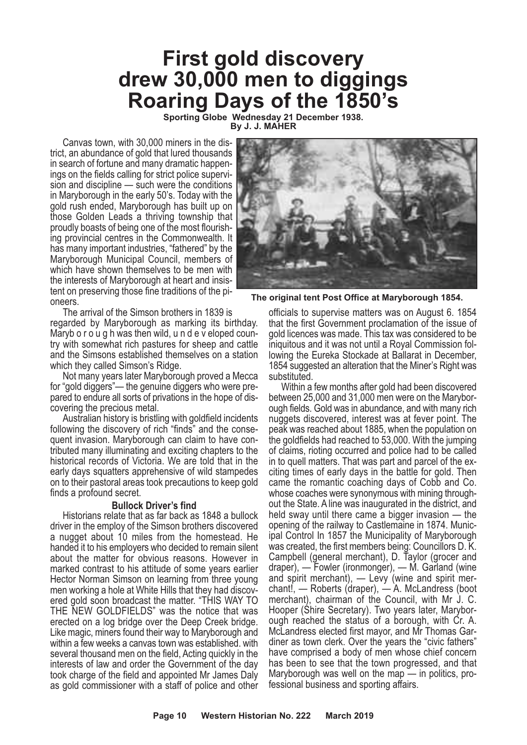# First gold discovery drew 30,000 men to diggings Roaring Days of the 1850's

**Sporting Globe Wednesday 21 December 1938.**
**By J. J. MAHER**

Canvas town, with 30,000 miners in the district, an abundance of gold that lured thousands in search of fortune and many dramatic happenings on the fields calling for strict police supervision and discipline — such were the conditions in Maryborough in the early 50's. Today with the gold rush ended, Maryborough has built up on those Golden Leads a thriving township that proudly boasts of being one of the most flourishing provincial centres in the Commonwealth. It has many important industries, "fathered" by the Maryborough Municipal Council, members of which have shown themselves to be men with the interests of Maryborough at heart and insistent on preserving those fine traditions of the pioneers.

The arrival of the Simson brothers in 1839 is regarded by Maryborough as marking its birthday. Maryb o r o u g h was then wild, u n d e v eloped country with somewhat rich pastures for sheep and cattle and the Simsons established themselves on a station which they called Simson's Ridge.

Not many years later Maryborough proved a Mecca for "gold diggers"— the genuine diggers who were prepared to endure all sorts of privations in the hope of discovering the precious metal.

Australian history is bristling with goldfield incidents following the discovery of rich "finds" and the consequent invasion. Maryborough can claim to have contributed many illuminating and exciting chapters to the historical records of Victoria. We are told that in the early days squatters apprehensive of wild stampedes on to their pastoral areas took precautions to keep gold finds a profound secret.

### Bullock Driver's find

Historians relate that as far back as 1848 a bullock driver in the employ of the Simson brothers discovered a nugget about 10 miles from the homestead. He handed it to his employers who decided to remain silent about the matter for obvious reasons. However in marked contrast to his attitude of some years earlier Hector Norman Simson on learning from three young men working a hole at White Hills that they had discovered gold soon broadcast the matter. "THIS WAY TO THE NEW GOLDFIELDS" was the notice that was erected on a log bridge over the Deep Creek bridge. Like magic, miners found their way to Maryborough and within a few weeks a canvas town was established. with several thousand men on the field, Acting quickly in the interests of law and order the Government of the day took charge of the field and appointed Mr James Daly as gold commissioner with a staff of police and other officials to supervise matters was on August 6. 1854 that the first Government proclamation of the issue of gold licences was made. This tax was considered to be iniquitous and it was not until a Royal Commission following the Eureka Stockade at Ballarat in December, 1854 suggested an alteration that the Miner's Right was substituted.

**The original tent Post Office at Maryborough 1854.**

Within a few months after gold had been discovered between 25,000 and 31,000 men were on the Maryborough fields. Gold was in abundance, and with many rich nuggets discovered, interest was at fever point. The peak was reached about 1885, when the population on the goldfields had reached to 53,000. With the jumping of claims, rioting occurred and police had to be called in to quell matters. That was part and parcel of the exciting times of early days in the battle for gold. Then came the romantic coaching days of Cobb and Co. whose coaches were synonymous with mining throughout the State. A line was inaugurated in the district, and held sway until there came a bigger invasion — the opening of the railway to Castlemaine in 1874. Municipal Control In 1857 the Municipality of Maryborough was created, the first members being: Councillors D. K. Campbell (general merchant), D. Taylor (grocer and draper), — Fowler (ironmonger), — M. Garland (wine and spirit merchant), — Levy (wine and spirit merchant!, — Roberts (draper), — A. McLandress (boot merchant), chairman of the Council, with Mr J. C. Hooper (Shire Secretary). Two years later, Maryborough reached the status of a borough, with Cr. A. McLandress elected first mayor, and Mr Thomas Gardiner as town clerk. Over the years the "civic fathers" have comprised a body of men whose chief concern has been to see that the town progressed, and that Maryborough was well on the map — in politics, professional business and sporting affairs.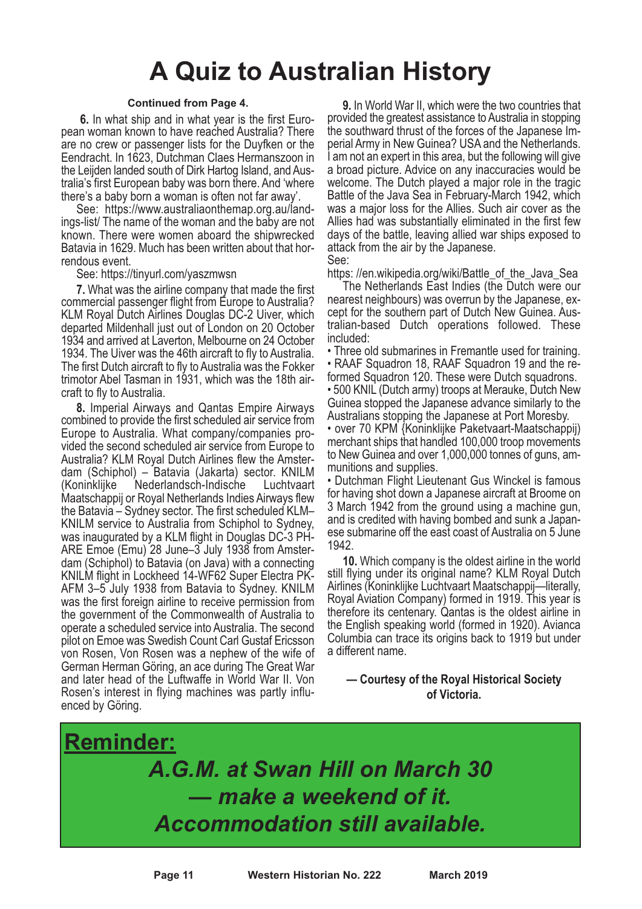# A Quiz to Australian History

**Continued from Page 4.**

**6.** In what ship and in what year is the first European woman known to have reached Australia? There are no crew or passenger lists for the Duyfken or the Eendracht. In 1623, Dutchman Claes Hermanszoon in the Leijden landed south of Dirk Hartog Island, and Australia's first European baby was born there. And 'where there's a baby born a woman is often not far away'.

See: https://www.australiaonthemap.org.au/landings-list/ The name of the woman and the baby are not known. There were women aboard the shipwrecked Batavia in 1629. Much has been written about that horrendous event.

See: https://tinyurl.com/yaszmwsn

**7.** What was the airline company that made the first commercial passenger flight from Europe to Australia? KLM Royal Dutch Airlines Douglas DC-2 Uiver, which departed Mildenhall just out of London on 20 October 1934 and arrived at Laverton, Melbourne on 24 October 1934. The Uiver was the 46th aircraft to fly to Australia. The first Dutch aircraft to fly to Australia was the Fokker trimotor Abel Tasman in 1931, which was the 18th aircraft to fly to Australia.

**8.** Imperial Airways and Qantas Empire Airways combined to provide the first scheduled air service from Europe to Australia. What company/companies provided the second scheduled air service from Europe to Australia? KLM Royal Dutch Airlines flew the Amsterdam (Schiphol) – Batavia (Jakarta) sector. KNILM (Koninklijke Nederlandsch-Indische Luchtvaart Maatschappij or Royal Netherlands Indies Airways flew the Batavia – Sydney sector. The first scheduled KLM–KNILM service to Australia from Schiphol to Sydney, was inaugurated by a KLM flight in Douglas DC-3 PH-ARE Emoe (Emu) 28 June–3 July 1938 from Amsterdam (Schiphol) to Batavia (on Java) with a connecting KNILM flight in Lockheed 14-WF62 Super Electra PK-AFM 3–5 July 1938 from Batavia to Sydney. KNILM was the first foreign airline to receive permission from the government of the Commonwealth of Australia to operate a scheduled service into Australia. The second pilot on Emoe was Swedish Count Carl Gustaf Ericsson von Rosen, Von Rosen was a nephew of the wife of German Herman Göring, an ace during The Great War and later head of the Luftwaffe in World War II. Von Rosen's interest in flying machines was partly influenced by Göring.

**9.** In World War II, which were the two countries that provided the greatest assistance to Australia in stopping the southward thrust of the forces of the Japanese Imperial Army in New Guinea? USA and the Netherlands. I am not an expert in this area, but the following will give a broad picture. Advice on any inaccuracies would be welcome. The Dutch played a major role in the tragic Battle of the Java Sea in February-March 1942, which was a major loss for the Allies. Such air cover as the Allies had was substantially eliminated in the first few days of the battle, leaving allied war ships exposed to attack from the air by the Japanese.

See:
https: //en.wikipedia.org/wiki/Battle_of_the_Java_Sea

The Netherlands East Indies (the Dutch were our nearest neighbours) was overrun by the Japanese, except for the southern part of Dutch New Guinea. Australian-based Dutch operations followed. These included:

- Three old submarines in Fremantle used for training.
- RAAF Squadron 18, RAAF Squadron 19 and the reformed Squadron 120. These were Dutch squadrons.
- 500 KNIL (Dutch army) troops at Merauke, Dutch New Guinea stopped the Japanese advance similarly to the Australians stopping the Japanese at Port Moresby.
- over 70 KPM {Koninklijke Paketvaart-Maatschappij) merchant ships that handled 100,000 troop movements to New Guinea and over 1,000,000 tonnes of guns, ammunitions and supplies.
- Dutchman Flight Lieutenant Gus Winckel is famous for having shot down a Japanese aircraft at Broome on 3 March 1942 from the ground using a machine gun, and is credited with having bombed and sunk a Japanese submarine off the east coast of Australia on 5 June 1942.

**10.** Which company is the oldest airline in the world still flying under its original name? KLM Royal Dutch Airlines (Koninklijke Luchtvaart Maatschappij—literally, Royal Aviation Company) formed in 1919. This year is therefore its centenary. Qantas is the oldest airline in the English speaking world (formed in 1920). Avianca Columbia can trace its origins back to 1919 but under a different name.

**— Courtesy of the Royal Historical Society of Victoria.**

## Reminder:

***A.G.M. at Swan Hill on March 30 — make a weekend of it. Accommodation still available.***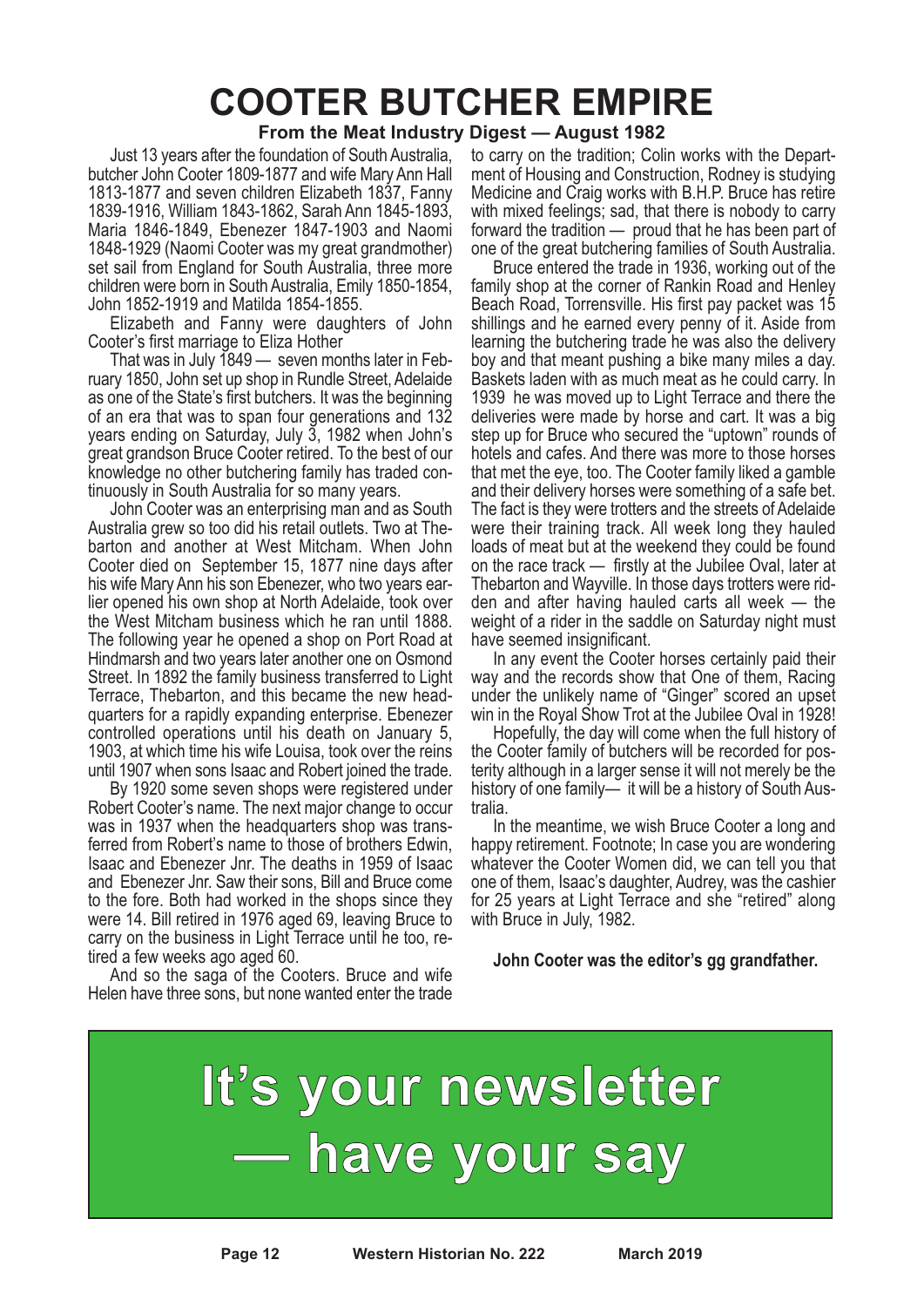# COOTER BUTCHER EMPIRE

**From the Meat Industry Digest — August 1982**

Just 13 years after the foundation of South Australia, butcher John Cooter 1809-1877 and wife Mary Ann Hall 1813-1877 and seven children Elizabeth 1837, Fanny 1839-1916, William 1843-1862, Sarah Ann 1845-1893, Maria 1846-1849, Ebenezer 1847-1903 and Naomi 1848-1929 (Naomi Cooter was my great grandmother) set sail from England for South Australia, three more children were born in South Australia, Emily 1850-1854, John 1852-1919 and Matilda 1854-1855.

Elizabeth and Fanny were daughters of John Cooter's first marriage to Eliza Hother

That was in July 1849 — seven months later in February 1850, John set up shop in Rundle Street, Adelaide as one of the State's first butchers. It was the beginning of an era that was to span four generations and 132 years ending on Saturday, July 3, 1982 when John's great grandson Bruce Cooter retired. To the best of our knowledge no other butchering family has traded continuously in South Australia for so many years.

John Cooter was an enterprising man and as South Australia grew so too did his retail outlets. Two at Thebarton and another at West Mitcham. When John Cooter died on September 15, 1877 nine days after his wife Mary Ann his son Ebenezer, who two years earlier opened his own shop at North Adelaide, took over the West Mitcham business which he ran until 1888. The following year he opened a shop on Port Road at Hindmarsh and two years later another one on Osmond Street. In 1892 the family business transferred to Light Terrace, Thebarton, and this became the new headquarters for a rapidly expanding enterprise. Ebenezer controlled operations until his death on January 5, 1903, at which time his wife Louisa, took over the reins until 1907 when sons Isaac and Robert joined the trade.

By 1920 some seven shops were registered under Robert Cooter's name. The next major change to occur was in 1937 when the headquarters shop was transferred from Robert's name to those of brothers Edwin, Isaac and Ebenezer Jnr. The deaths in 1959 of Isaac and Ebenezer Jnr. Saw their sons, Bill and Bruce come to the fore. Both had worked in the shops since they were 14. Bill retired in 1976 aged 69, leaving Bruce to carry on the business in Light Terrace until he too, retired a few weeks ago aged 60.

And so the saga of the Cooters. Bruce and wife Helen have three sons, but none wanted enter the trade to carry on the tradition; Colin works with the Department of Housing and Construction, Rodney is studying Medicine and Craig works with B.H.P. Bruce has retire with mixed feelings; sad, that there is nobody to carry forward the tradition — proud that he has been part of one of the great butchering families of South Australia.

Bruce entered the trade in 1936, working out of the family shop at the corner of Rankin Road and Henley Beach Road, Torrensville. His first pay packet was 15 shillings and he earned every penny of it. Aside from learning the butchering trade he was also the delivery boy and that meant pushing a bike many miles a day. Baskets laden with as much meat as he could carry. In 1939 he was moved up to Light Terrace and there the deliveries were made by horse and cart. It was a big step up for Bruce who secured the "uptown" rounds of hotels and cafes. And there was more to those horses that met the eye, too. The Cooter family liked a gamble and their delivery horses were something of a safe bet. The fact is they were trotters and the streets of Adelaide were their training track. All week long they hauled loads of meat but at the weekend they could be found on the race track — firstly at the Jubilee Oval, later at Thebarton and Wayville. In those days trotters were ridden and after having hauled carts all week — the weight of a rider in the saddle on Saturday night must have seemed insignificant.

In any event the Cooter horses certainly paid their way and the records show that One of them, Racing under the unlikely name of "Ginger" scored an upset win in the Royal Show Trot at the Jubilee Oval in 1928!

Hopefully, the day will come when the full history of the Cooter family of butchers will be recorded for posterity although in a larger sense it will not merely be the history of one family— it will be a history of South Australia.

In the meantime, we wish Bruce Cooter a long and happy retirement. Footnote; In case you are wondering whatever the Cooter Women did, we can tell you that one of them, Isaac's daughter, Audrey, was the cashier for 25 years at Light Terrace and she "retired" along with Bruce in July, 1982.

**John Cooter was the editor's gg grandfather.**

# It's your newsletter — have your say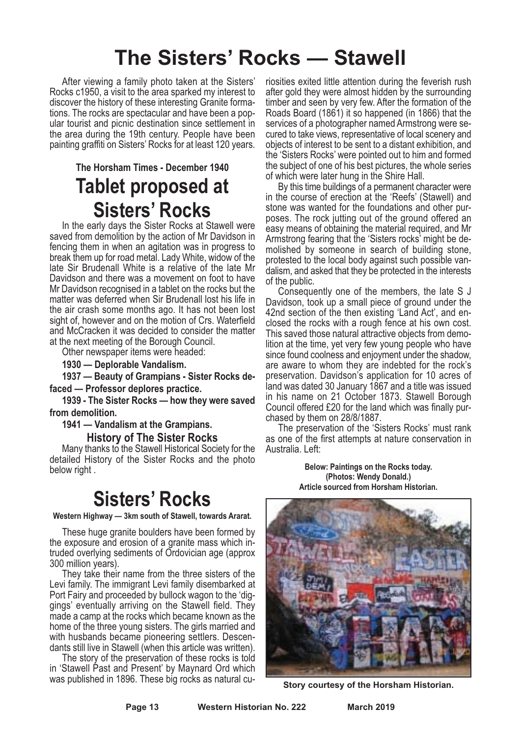# The Sisters' Rocks — Stawell

After viewing a family photo taken at the Sisters' Rocks c1950, a visit to the area sparked my interest to discover the history of these interesting Granite formations. The rocks are spectacular and have been a popular tourist and picnic destination since settlement in the area during the 19th century. People have been painting graffiti on Sisters' Rocks for at least 120 years.

**The Horsham Times - December 1940**

## Tablet proposed at Sisters' Rocks

In the early days the Sister Rocks at Stawell were saved from demolition by the action of Mr Davidson in fencing them in when an agitation was in progress to break them up for road metal. Lady White, widow of the late Sir Brudenall White is a relative of the late Mr Davidson and there was a movement on foot to have Mr Davidson recognised in a tablet on the rocks but the matter was deferred when Sir Brudenall lost his life in the air crash some months ago. It has not been lost sight of, however and on the motion of Crs. Waterfield and McCracken it was decided to consider the matter at the next meeting of the Borough Council.

Other newspaper items were headed:

**1930 — Deplorable Vandalism.**

**1937 — Beauty of Grampians - Sister Rocks defaced — Professor deplores practice.**

**1939 - The Sister Rocks — how they were saved from demolition.**

**1941 — Vandalism at the Grampians.**

**History of The Sister Rocks**

Many thanks to the Stawell Historical Society for the detailed History of the Sister Rocks and the photo below right .

## Sisters' Rocks

**Western Highway — 3km south of Stawell, towards Ararat.**

These huge granite boulders have been formed by the exposure and erosion of a granite mass which intruded overlying sediments of Ordovician age (approx 300 million years).

They take their name from the three sisters of the Levi family. The immigrant Levi family disembarked at Port Fairy and proceeded by bullock wagon to the 'diggings' eventually arriving on the Stawell field. They made a camp at the rocks which became known as the home of the three young sisters. The girls married and with husbands became pioneering settlers. Descendants still live in Stawell (when this article was written).

The story of the preservation of these rocks is told in 'Stawell Past and Present' by Maynard Ord which was published in 1896. These big rocks as natural curiosities exited little attention during the feverish rush after gold they were almost hidden by the surrounding timber and seen by very few. After the formation of the Roads Board (1861) it so happened (in 1866) that the services of a photographer named Armstrong were secured to take views, representative of local scenery and objects of interest to be sent to a distant exhibition, and the 'Sisters Rocks' were pointed out to him and formed the subject of one of his best pictures, the whole series of which were later hung in the Shire Hall.

By this time buildings of a permanent character were in the course of erection at the 'Reefs' (Stawell) and stone was wanted for the foundations and other purposes. The rock jutting out of the ground offered an easy means of obtaining the material required, and Mr Armstrong fearing that the 'Sisters rocks' might be demolished by someone in search of building stone, protested to the local body against such possible vandalism, and asked that they be protected in the interests of the public.

Consequently one of the members, the late S J Davidson, took up a small piece of ground under the 42nd section of the then existing 'Land Act', and enclosed the rocks with a rough fence at his own cost. This saved those natural attractive objects from demolition at the time, yet very few young people who have since found coolness and enjoyment under the shadow, are aware to whom they are indebted for the rock's preservation. Davidson's application for 10 acres of land was dated 30 January 1867 and a title was issued in his name on 21 October 1873. Stawell Borough Council offered £20 for the land which was finally purchased by them on 28/8/1887.

The preservation of the 'Sisters Rocks' must rank as one of the first attempts at nature conservation in Australia. Left:

**Below: Paintings on the Rocks today. (Photos: Wendy Donald.) Article sourced from Horsham Historian.**

**Story courtesy of the Horsham Historian.**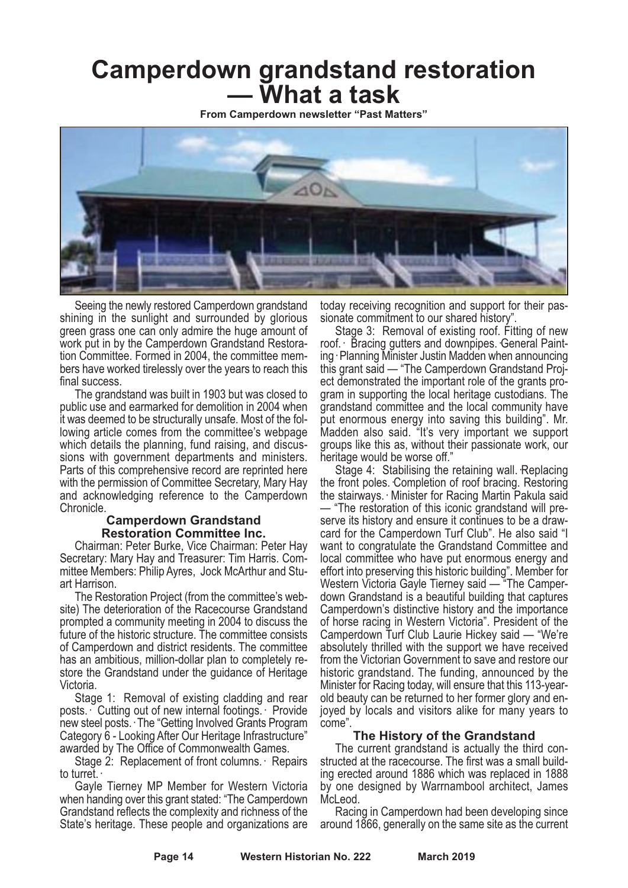# Camperdown grandstand restoration — What a task

**From Camperdown newsletter "Past Matters"**

Seeing the newly restored Camperdown grandstand shining in the sunlight and surrounded by glorious green grass one can only admire the huge amount of work put in by the Camperdown Grandstand Restoration Committee. Formed in 2004, the committee members have worked tirelessly over the years to reach this final success.

The grandstand was built in 1903 but was closed to public use and earmarked for demolition in 2004 when it was deemed to be structurally unsafe. Most of the following article comes from the committee's webpage which details the planning, fund raising, and discussions with government departments and ministers. Parts of this comprehensive record are reprinted here with the permission of Committee Secretary, Mary Hay and acknowledging reference to the Camperdown Chronicle.

### Camperdown Grandstand Restoration Committee Inc.

Chairman: Peter Burke, Vice Chairman: Peter Hay Secretary: Mary Hay and Treasurer: Tim Harris. Committee Members: Philip Ayres, Jock McArthur and Stuart Harrison.

The Restoration Project (from the committee's website) The deterioration of the Racecourse Grandstand prompted a community meeting in 2004 to discuss the future of the historic structure. The committee consists of Camperdown and district residents. The committee has an ambitious, million-dollar plan to completely restore the Grandstand under the guidance of Heritage Victoria.

Stage 1: Removal of existing cladding and rear posts. · Cutting out of new internal footings. · Provide new steel posts. · The "Getting Involved Grants Program Category 6 - Looking After Our Heritage Infrastructure" awarded by The Office of Commonwealth Games.

Stage 2: Replacement of front columns. · Repairs to turret. ·

Gayle Tierney MP Member for Western Victoria when handing over this grant stated: "The Camperdown Grandstand reflects the complexity and richness of the State's heritage. These people and organizations are today receiving recognition and support for their passionate commitment to our shared history".

Stage 3: Removal of existing roof. Fitting of new roof. · Bracing gutters and downpipes. ·General Painting · Planning Minister Justin Madden when announcing this grant said — "The Camperdown Grandstand Project demonstrated the important role of the grants program in supporting the local heritage custodians. The grandstand committee and the local community have put enormous energy into saving this building". Mr. Madden also said. "It's very important we support groups like this as, without their passionate work, our heritage would be worse off."

Stage 4: Stabilising the retaining wall. ·Replacing the front poles. ·Completion of roof bracing. Restoring the stairways. · Minister for Racing Martin Pakula said — "The restoration of this iconic grandstand will preserve its history and ensure it continues to be a drawcard for the Camperdown Turf Club". He also said "I want to congratulate the Grandstand Committee and local committee who have put enormous energy and effort into preserving this historic building". Member for Western Victoria Gayle Tierney said — "The Camperdown Grandstand is a beautiful building that captures Camperdown's distinctive history and the importance of horse racing in Western Victoria". President of the Camperdown Turf Club Laurie Hickey said — "We're absolutely thrilled with the support we have received from the Victorian Government to save and restore our historic grandstand. The funding, announced by the Minister for Racing today, will ensure that this 113-year-old beauty can be returned to her former glory and enjoyed by locals and visitors alike for many years to come".

### The History of the Grandstand

The current grandstand is actually the third constructed at the racecourse. The first was a small building erected around 1886 which was replaced in 1888 by one designed by Warrnambool architect, James McLeod.

Racing in Camperdown had been developing since around 1866, generally on the same site as the current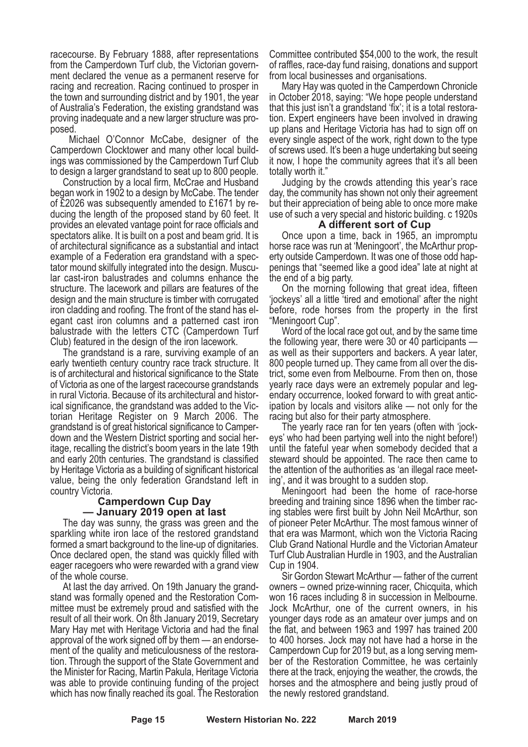racecourse. By February 1888, after representations from the Camperdown Turf club, the Victorian government declared the venue as a permanent reserve for racing and recreation. Racing continued to prosper in the town and surrounding district and by 1901, the year of Australia's Federation, the existing grandstand was proving inadequate and a new larger structure was proposed.

Michael O'Connor McCabe, designer of the Camperdown Clocktower and many other local buildings was commissioned by the Camperdown Turf Club to design a larger grandstand to seat up to 800 people.

Construction by a local firm, McCrae and Husband began work in 1902 to a design by McCabe. The tender of £2026 was subsequently amended to £1671 by reducing the length of the proposed stand by 60 feet. It provides an elevated vantage point for race officials and spectators alike. It is built on a post and beam grid. It is of architectural significance as a substantial and intact example of a Federation era grandstand with a spectator mound skilfully integrated into the design. Muscular cast-iron balustrades and columns enhance the structure. The lacework and pillars are features of the design and the main structure is timber with corrugated iron cladding and roofing. The front of the stand has elegant cast iron columns and a patterned cast iron balustrade with the letters CTC (Camperdown Turf Club) featured in the design of the iron lacework.

The grandstand is a rare, surviving example of an early twentieth century country race track structure. It is of architectural and historical significance to the State of Victoria as one of the largest racecourse grandstands in rural Victoria. Because of its architectural and historical significance, the grandstand was added to the Victorian Heritage Register on 9 March 2006. The grandstand is of great historical significance to Camperdown and the Western District sporting and social heritage, recalling the district's boom years in the late 19th and early 20th centuries. The grandstand is classified by Heritage Victoria as a building of significant historical value, being the only federation Grandstand left in country Victoria.

## Camperdown Cup Day — January 2019 open at last

The day was sunny, the grass was green and the sparkling white iron lace of the restored grandstand formed a smart background to the line-up of dignitaries. Once declared open, the stand was quickly filled with eager racegoers who were rewarded with a grand view of the whole course.

At last the day arrived. On 19th January the grandstand was formally opened and the Restoration Committee must be extremely proud and satisfied with the result of all their work. On 8th January 2019, Secretary Mary Hay met with Heritage Victoria and had the final approval of the work signed off by them — an endorsement of the quality and meticulousness of the restoration. Through the support of the State Government and the Minister for Racing, Martin Pakula, Heritage Victoria was able to provide continuing funding of the project which has now finally reached its goal. The Restoration Committee contributed $54,000 to the work, the result of raffles, race-day fund raising, donations and support from local businesses and organisations.

Mary Hay was quoted in the Camperdown Chronicle in October 2018, saying: "We hope people understand that this just isn't a grandstand 'fix'; it is a total restoration. Expert engineers have been involved in drawing up plans and Heritage Victoria has had to sign off on every single aspect of the work, right down to the type of screws used. It's been a huge undertaking but seeing it now, I hope the community agrees that it's all been totally worth it."

Judging by the crowds attending this year's race day, the community has shown not only their agreement but their appreciation of being able to once more make use of such a very special and historic building. c 1920s

## A different sort of Cup

Once upon a time, back in 1965, an impromptu horse race was run at 'Meningoort', the McArthur property outside Camperdown. It was one of those odd happenings that "seemed like a good idea" late at night at the end of a big party.

On the morning following that great idea, fifteen 'jockeys' all a little 'tired and emotional' after the night before, rode horses from the property in the first "Meningoort Cup".

Word of the local race got out, and by the same time the following year, there were 30 or 40 participants — as well as their supporters and backers. A year later, 800 people turned up. They came from all over the district, some even from Melbourne. From then on, those yearly race days were an extremely popular and legendary occurrence, looked forward to with great anticipation by locals and visitors alike — not only for the racing but also for their party atmosphere.

The yearly race ran for ten years (often with 'jockeys' who had been partying well into the night before!) until the fateful year when somebody decided that a steward should be appointed. The race then came to the attention of the authorities as 'an illegal race meeting', and it was brought to a sudden stop.

Meningoort had been the home of race-horse breeding and training since 1896 when the timber racing stables were first built by John Neil McArthur, son of pioneer Peter McArthur. The most famous winner of that era was Marmont, which won the Victoria Racing Club Grand National Hurdle and the Victorian Amateur Turf Club Australian Hurdle in 1903, and the Australian Cup in 1904.

Sir Gordon Stewart McArthur — father of the current owners – owned prize-winning racer, Chicquita, which won 16 races including 8 in succession in Melbourne. Jock McArthur, one of the current owners, in his younger days rode as an amateur over jumps and on the flat, and between 1963 and 1997 has trained 200 to 400 horses. Jock may not have had a horse in the Camperdown Cup for 2019 but, as a long serving member of the Restoration Committee, he was certainly there at the track, enjoying the weather, the crowds, the horses and the atmosphere and being justly proud of the newly restored grandstand.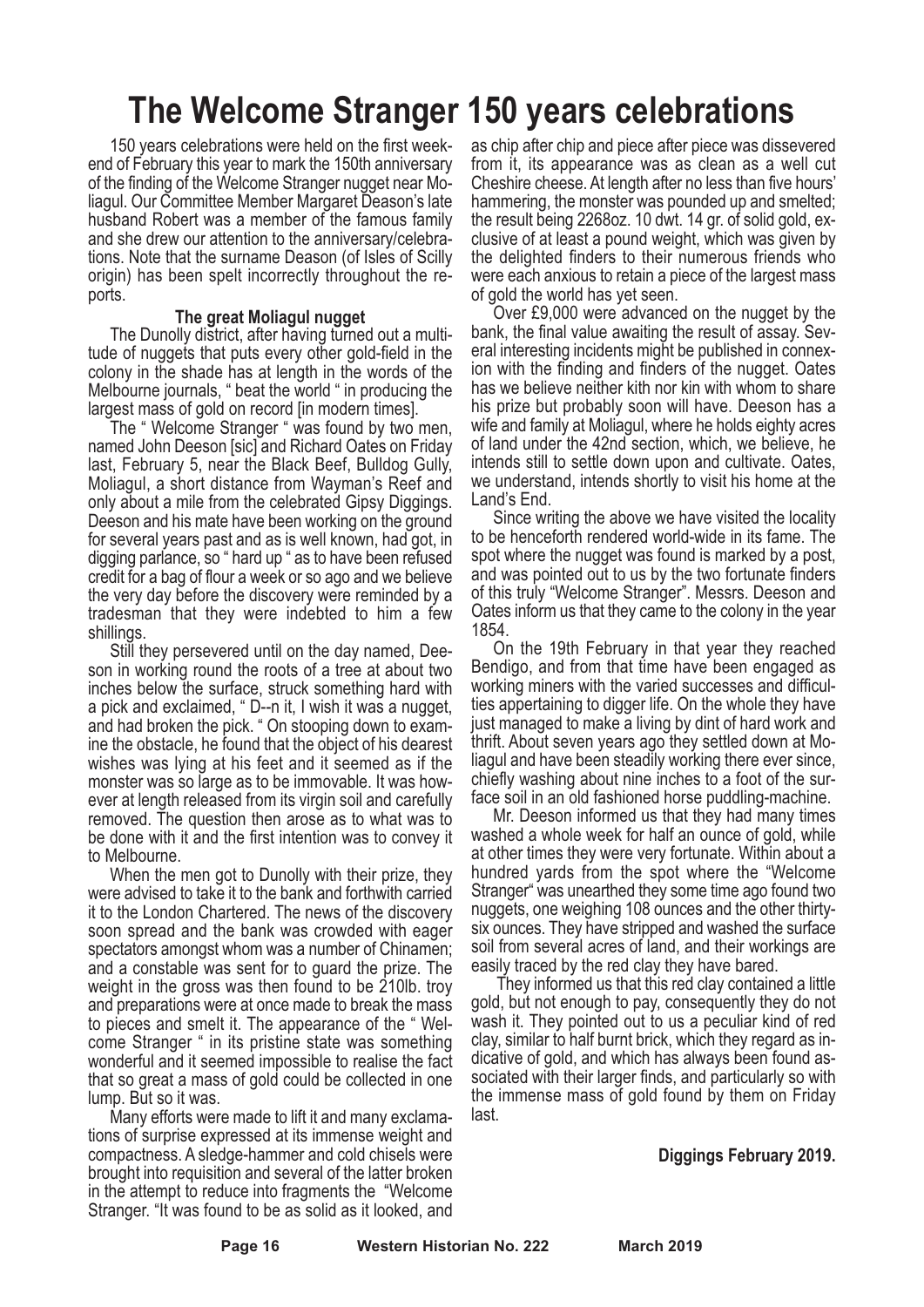# The Welcome Stranger 150 years celebrations

150 years celebrations were held on the first weekend of February this year to mark the 150th anniversary of the finding of the Welcome Stranger nugget near Moliagul. Our Committee Member Margaret Deason's late husband Robert was a member of the famous family and she drew our attention to the anniversary/celebrations. Note that the surname Deason (of Isles of Scilly origin) has been spelt incorrectly throughout the reports.

**The great Moliagul nugget**

The Dunolly district, after having turned out a multitude of nuggets that puts every other gold-field in the colony in the shade has at length in the words of the Melbourne journals, " beat the world " in producing the largest mass of gold on record [in modern times].

The " Welcome Stranger " was found by two men, named John Deeson [sic] and Richard Oates on Friday last, February 5, near the Black Beef, Bulldog Gully, Moliagul, a short distance from Wayman's Reef and only about a mile from the celebrated Gipsy Diggings. Deeson and his mate have been working on the ground for several years past and as is well known, had got, in digging parlance, so " hard up " as to have been refused credit for a bag of flour a week or so ago and we believe the very day before the discovery were reminded by a tradesman that they were indebted to him a few shillings.

Still they persevered until on the day named, Deeson in working round the roots of a tree at about two inches below the surface, struck something hard with a pick and exclaimed, " D--n it, I wish it was a nugget, and had broken the pick. " On stooping down to examine the obstacle, he found that the object of his dearest wishes was lying at his feet and it seemed as if the monster was so large as to be immovable. It was however at length released from its virgin soil and carefully removed. The question then arose as to what was to be done with it and the first intention was to convey it to Melbourne.

When the men got to Dunolly with their prize, they were advised to take it to the bank and forthwith carried it to the London Chartered. The news of the discovery soon spread and the bank was crowded with eager spectators amongst whom was a number of Chinamen; and a constable was sent for to guard the prize. The weight in the gross was then found to be 210lb. troy and preparations were at once made to break the mass to pieces and smelt it. The appearance of the " Welcome Stranger " in its pristine state was something wonderful and it seemed impossible to realise the fact that so great a mass of gold could be collected in one lump. But so it was.

Many efforts were made to lift it and many exclamations of surprise expressed at its immense weight and compactness. A sledge-hammer and cold chisels were brought into requisition and several of the latter broken in the attempt to reduce into fragments the "Welcome Stranger. "It was found to be as solid as it looked, and as chip after chip and piece after piece was dissevered from it, its appearance was as clean as a well cut Cheshire cheese. At length after no less than five hours' hammering, the monster was pounded up and smelted; the result being 2268oz. 10 dwt. 14 gr. of solid gold, exclusive of at least a pound weight, which was given by the delighted finders to their numerous friends who were each anxious to retain a piece of the largest mass of gold the world has yet seen.

Over £9,000 were advanced on the nugget by the bank, the final value awaiting the result of assay. Several interesting incidents might be published in connexion with the finding and finders of the nugget. Oates has we believe neither kith nor kin with whom to share his prize but probably soon will have. Deeson has a wife and family at Moliagul, where he holds eighty acres of land under the 42nd section, which, we believe, he intends still to settle down upon and cultivate. Oates, we understand, intends shortly to visit his home at the Land's End.

Since writing the above we have visited the locality to be henceforth rendered world-wide in its fame. The spot where the nugget was found is marked by a post, and was pointed out to us by the two fortunate finders of this truly "Welcome Stranger". Messrs. Deeson and Oates inform us that they came to the colony in the year 1854.

On the 19th February in that year they reached Bendigo, and from that time have been engaged as working miners with the varied successes and difficulties appertaining to digger life. On the whole they have just managed to make a living by dint of hard work and thrift. About seven years ago they settled down at Moliagul and have been steadily working there ever since, chiefly washing about nine inches to a foot of the surface soil in an old fashioned horse puddling-machine.

Mr. Deeson informed us that they had many times washed a whole week for half an ounce of gold, while at other times they were very fortunate. Within about a hundred yards from the spot where the "Welcome Stranger" was unearthed they some time ago found two nuggets, one weighing 108 ounces and the other thirty-six ounces. They have stripped and washed the surface soil from several acres of land, and their workings are easily traced by the red clay they have bared.

They informed us that this red clay contained a little gold, but not enough to pay, consequently they do not wash it. They pointed out to us a peculiar kind of red clay, similar to half burnt brick, which they regard as indicative of gold, and which has always been found associated with their larger finds, and particularly so with the immense mass of gold found by them on Friday last.

**Diggings February 2019.**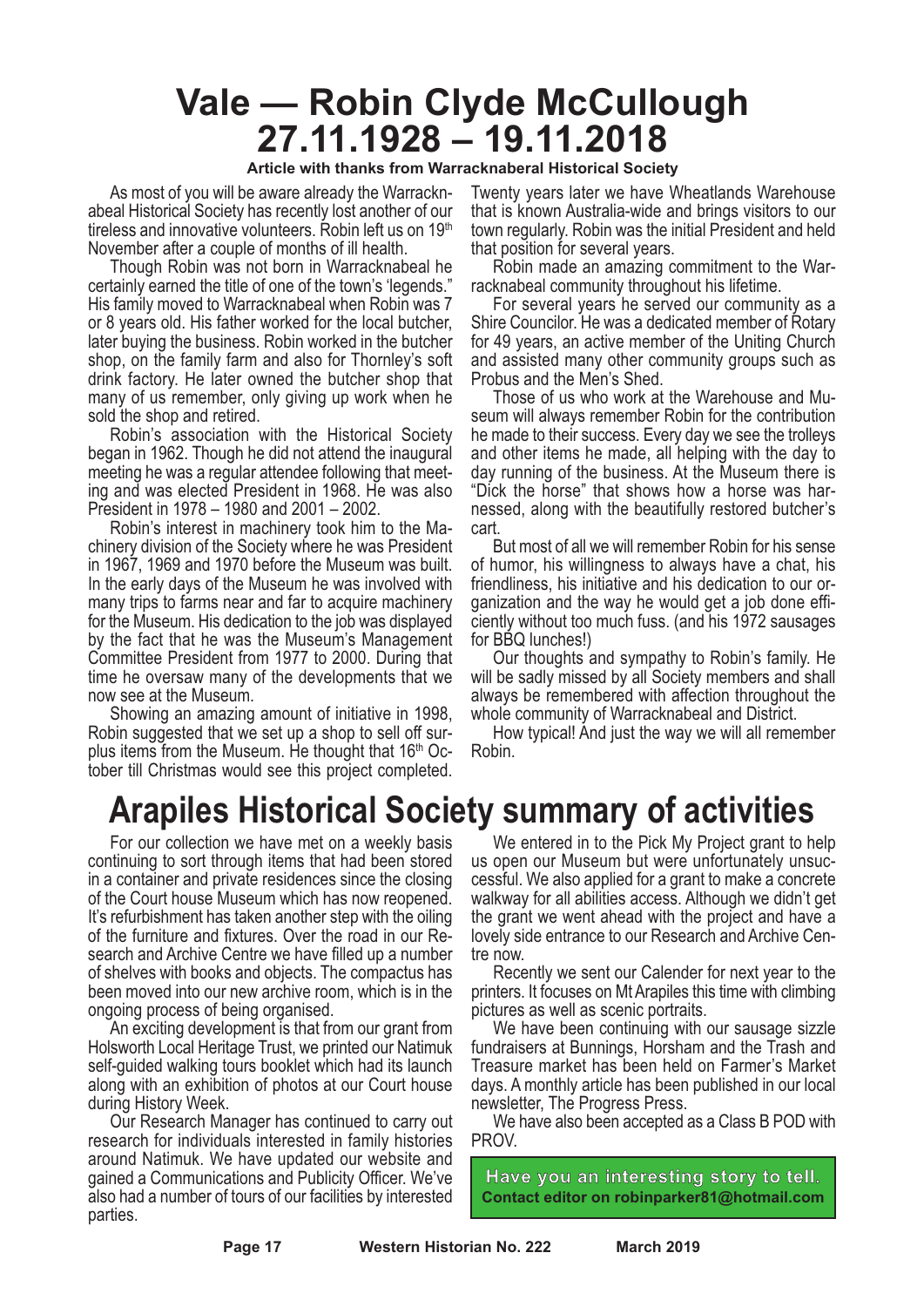# Vale — Robin Clyde McCullough 27.11.1928 – 19.11.2018

**Article with thanks from Warracknaberal Historical Society**

As most of you will be aware already the Warracknabeal Historical Society has recently lost another of our tireless and innovative volunteers. Robin left us on 19th November after a couple of months of ill health.

Though Robin was not born in Warracknabeal he certainly earned the title of one of the town's 'legends." His family moved to Warracknabeal when Robin was 7 or 8 years old. His father worked for the local butcher, later buying the business. Robin worked in the butcher shop, on the family farm and also for Thornley's soft drink factory. He later owned the butcher shop that many of us remember, only giving up work when he sold the shop and retired.

Robin's association with the Historical Society began in 1962. Though he did not attend the inaugural meeting he was a regular attendee following that meeting and was elected President in 1968. He was also President in 1978 – 1980 and 2001 – 2002.

Robin's interest in machinery took him to the Machinery division of the Society where he was President in 1967, 1969 and 1970 before the Museum was built. In the early days of the Museum he was involved with many trips to farms near and far to acquire machinery for the Museum. His dedication to the job was displayed by the fact that he was the Museum's Management Committee President from 1977 to 2000. During that time he oversaw many of the developments that we now see at the Museum.

Showing an amazing amount of initiative in 1998, Robin suggested that we set up a shop to sell off surplus items from the Museum. He thought that 16th October till Christmas would see this project completed. Twenty years later we have Wheatlands Warehouse that is known Australia-wide and brings visitors to our town regularly. Robin was the initial President and held that position for several years.

Robin made an amazing commitment to the Warracknabeal community throughout his lifetime.

For several years he served our community as a Shire Councilor. He was a dedicated member of Rotary for 49 years, an active member of the Uniting Church and assisted many other community groups such as Probus and the Men's Shed.

Those of us who work at the Warehouse and Museum will always remember Robin for the contribution he made to their success. Every day we see the trolleys and other items he made, all helping with the day to day running of the business. At the Museum there is "Dick the horse" that shows how a horse was harnessed, along with the beautifully restored butcher's cart.

But most of all we will remember Robin for his sense of humor, his willingness to always have a chat, his friendliness, his initiative and his dedication to our organization and the way he would get a job done efficiently without too much fuss. (and his 1972 sausages for BBQ lunches!)

Our thoughts and sympathy to Robin's family. He will be sadly missed by all Society members and shall always be remembered with affection throughout the whole community of Warracknabeal and District.

How typical! And just the way we will all remember Robin.

# Arapiles Historical Society summary of activities

For our collection we have met on a weekly basis continuing to sort through items that had been stored in a container and private residences since the closing of the Court house Museum which has now reopened. It's refurbishment has taken another step with the oiling of the furniture and fixtures. Over the road in our Research and Archive Centre we have filled up a number of shelves with books and objects. The compactus has been moved into our new archive room, which is in the ongoing process of being organised.

An exciting development is that from our grant from Holsworth Local Heritage Trust, we printed our Natimuk self-guided walking tours booklet which had its launch along with an exhibition of photos at our Court house during History Week.

Our Research Manager has continued to carry out research for individuals interested in family histories around Natimuk. We have updated our website and gained a Communications and Publicity Officer. We've also had a number of tours of our facilities by interested parties.

We entered in to the Pick My Project grant to help us open our Museum but were unfortunately unsuccessful. We also applied for a grant to make a concrete walkway for all abilities access. Although we didn't get the grant we went ahead with the project and have a lovely side entrance to our Research and Archive Centre now.

Recently we sent our Calender for next year to the printers. It focuses on Mt Arapiles this time with climbing pictures as well as scenic portraits.

We have been continuing with our sausage sizzle fundraisers at Bunnings, Horsham and the Trash and Treasure market has been held on Farmer's Market days. A monthly article has been published in our local newsletter, The Progress Press.

We have also been accepted as a Class B POD with PROV.

**Have you an interesting story to tell.**
**Contact editor on robinparker81@hotmail.com**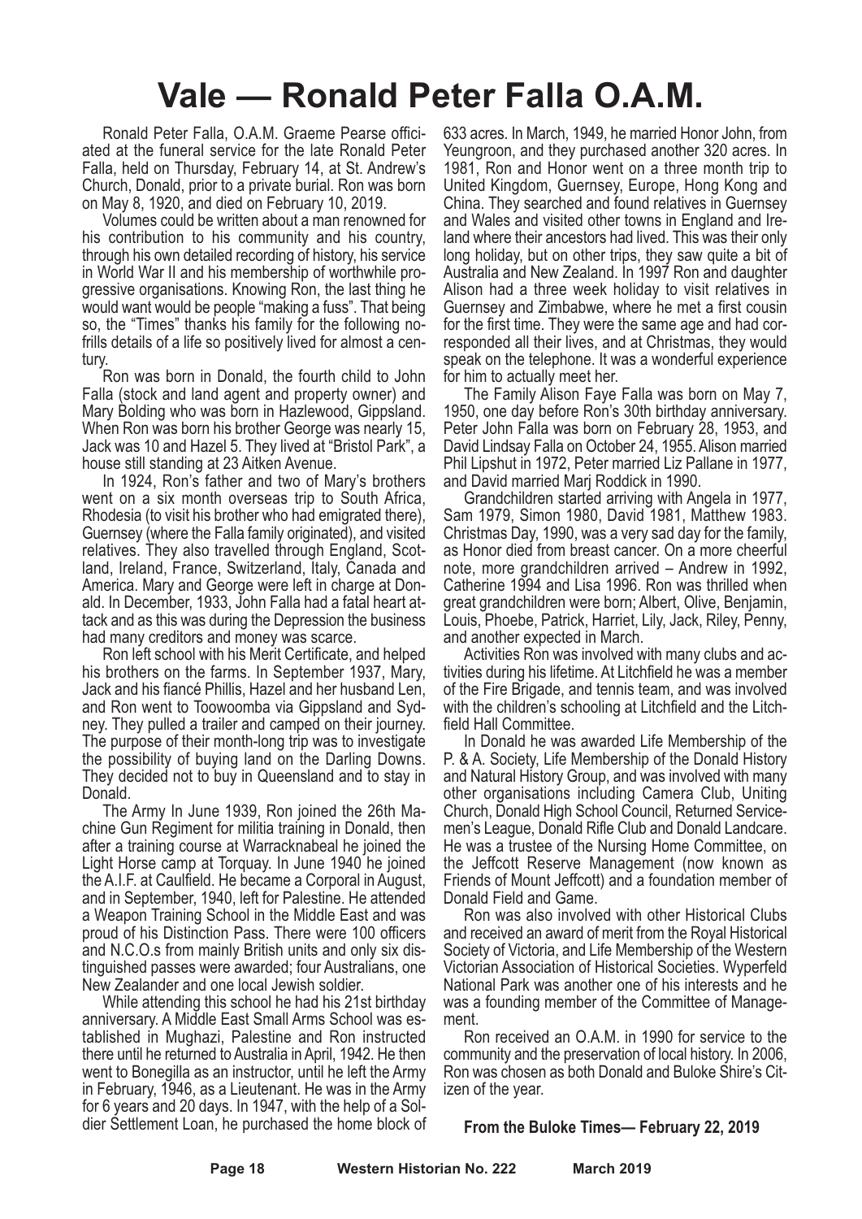# Vale — Ronald Peter Falla O.A.M.

Ronald Peter Falla, O.A.M. Graeme Pearse officiated at the funeral service for the late Ronald Peter Falla, held on Thursday, February 14, at St. Andrew's Church, Donald, prior to a private burial. Ron was born on May 8, 1920, and died on February 10, 2019.

Volumes could be written about a man renowned for his contribution to his community and his country, through his own detailed recording of history, his service in World War II and his membership of worthwhile progressive organisations. Knowing Ron, the last thing he would want would be people "making a fuss". That being so, the "Times" thanks his family for the following no-frills details of a life so positively lived for almost a century.

Ron was born in Donald, the fourth child to John Falla (stock and land agent and property owner) and Mary Bolding who was born in Hazlewood, Gippsland. When Ron was born his brother George was nearly 15, Jack was 10 and Hazel 5. They lived at "Bristol Park", a house still standing at 23 Aitken Avenue.

In 1924, Ron's father and two of Mary's brothers went on a six month overseas trip to South Africa, Rhodesia (to visit his brother who had emigrated there), Guernsey (where the Falla family originated), and visited relatives. They also travelled through England, Scotland, Ireland, France, Switzerland, Italy, Canada and America. Mary and George were left in charge at Donald. In December, 1933, John Falla had a fatal heart attack and as this was during the Depression the business had many creditors and money was scarce.

Ron left school with his Merit Certificate, and helped his brothers on the farms. In September 1937, Mary, Jack and his fiancé Phillis, Hazel and her husband Len, and Ron went to Toowoomba via Gippsland and Sydney. They pulled a trailer and camped on their journey. The purpose of their month-long trip was to investigate the possibility of buying land on the Darling Downs. They decided not to buy in Queensland and to stay in Donald.

**The Army** In June 1939, Ron joined the 26th Machine Gun Regiment for militia training in Donald, then after a training course at Warracknabeal he joined the Light Horse camp at Torquay. In June 1940 he joined the A.I.F. at Caulfield. He became a Corporal in August, and in September, 1940, left for Palestine. He attended a Weapon Training School in the Middle East and was proud of his Distinction Pass. There were 100 officers and N.C.O.s from mainly British units and only six distinguished passes were awarded; four Australians, one New Zealander and one local Jewish soldier.

While attending this school he had his 21st birthday anniversary. A Middle East Small Arms School was established in Mughazi, Palestine and Ron instructed there until he returned to Australia in April, 1942. He then went to Bonegilla as an instructor, until he left the Army in February, 1946, as a Lieutenant. He was in the Army for 6 years and 20 days. In 1947, with the help of a Soldier Settlement Loan, he purchased the home block of 633 acres. In March, 1949, he married Honor John, from Yeungroon, and they purchased another 320 acres. In 1981, Ron and Honor went on a three month trip to United Kingdom, Guernsey, Europe, Hong Kong and China. They searched and found relatives in Guernsey and Wales and visited other towns in England and Ireland where their ancestors had lived. This was their only long holiday, but on other trips, they saw quite a bit of Australia and New Zealand. In 1997 Ron and daughter Alison had a three week holiday to visit relatives in Guernsey and Zimbabwe, where he met a first cousin for the first time. They were the same age and had corresponded all their lives, and at Christmas, they would speak on the telephone. It was a wonderful experience for him to actually meet her.

**The Family** Alison Faye Falla was born on May 7, 1950, one day before Ron's 30th birthday anniversary. Peter John Falla was born on February 28, 1953, and David Lindsay Falla on October 24, 1955. Alison married Phil Lipshut in 1972, Peter married Liz Pallane in 1977, and David married Marj Roddick in 1990.

Grandchildren started arriving with Angela in 1977, Sam 1979, Simon 1980, David 1981, Matthew 1983. Christmas Day, 1990, was a very sad day for the family, as Honor died from breast cancer. On a more cheerful note, more grandchildren arrived – Andrew in 1992, Catherine 1994 and Lisa 1996. Ron was thrilled when great grandchildren were born; Albert, Olive, Benjamin, Louis, Phoebe, Patrick, Harriet, Lily, Jack, Riley, Penny, and another expected in March.

**Activities** Ron was involved with many clubs and activities during his lifetime. At Litchfield he was a member of the Fire Brigade, and tennis team, and was involved with the children's schooling at Litchfield and the Litchfield Hall Committee.

In Donald he was awarded Life Membership of the P. & A. Society, Life Membership of the Donald History and Natural History Group, and was involved with many other organisations including Camera Club, Uniting Church, Donald High School Council, Returned Servicemen's League, Donald Rifle Club and Donald Landcare. He was a trustee of the Nursing Home Committee, on the Jeffcott Reserve Management (now known as Friends of Mount Jeffcott) and a foundation member of Donald Field and Game.

Ron was also involved with other Historical Clubs and received an award of merit from the Royal Historical Society of Victoria, and Life Membership of the Western Victorian Association of Historical Societies. Wyperfeld National Park was another one of his interests and he was a founding member of the Committee of Management.

Ron received an O.A.M. in 1990 for service to the community and the preservation of local history. In 2006, Ron was chosen as both Donald and Buloke Shire's Citizen of the year.

**From the Buloke Times— February 22, 2019**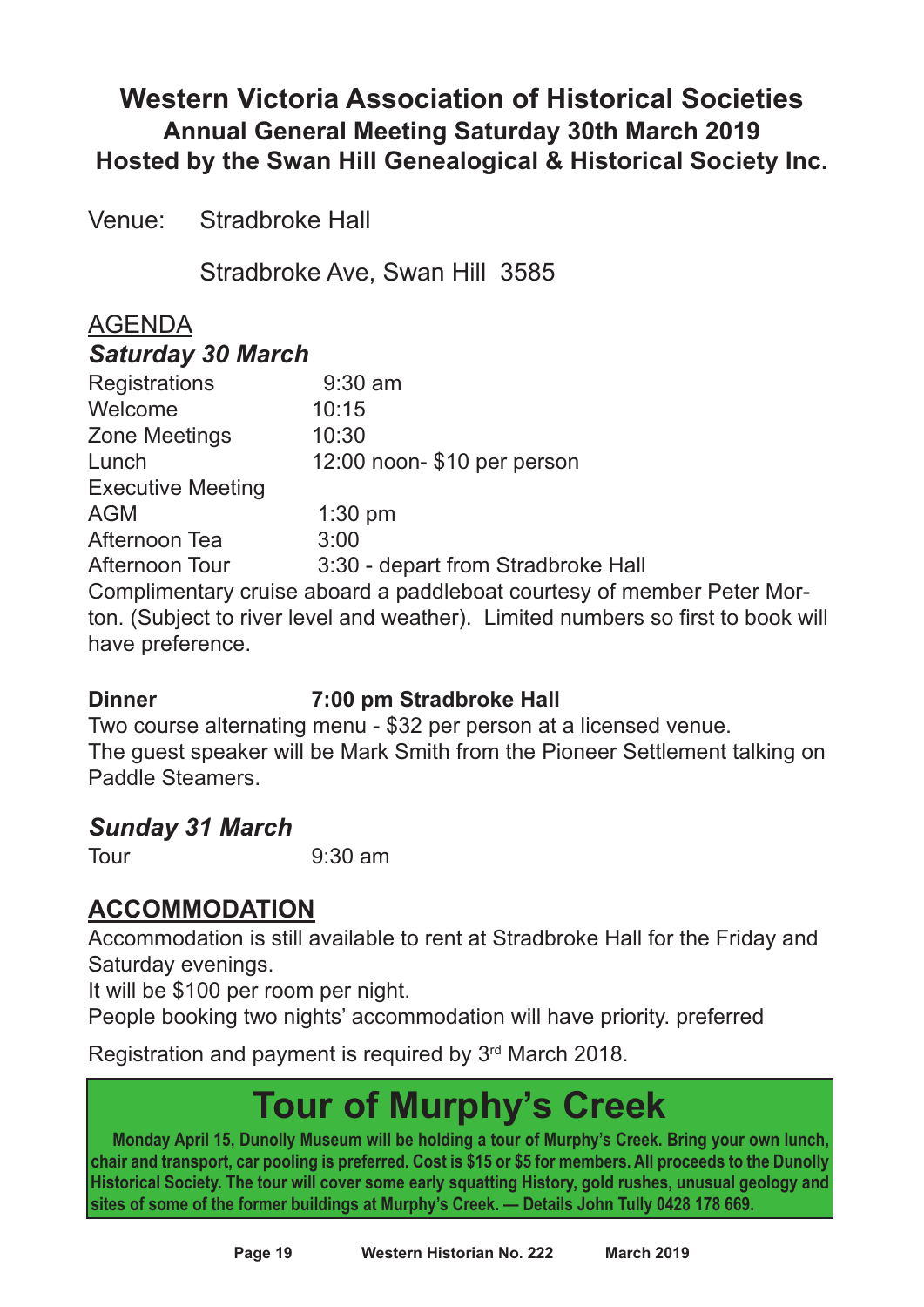# Western Victoria Association of Historical Societies

## Annual General Meeting Saturday 30th March 2019

## Hosted by the Swan Hill Genealogical & Historical Society Inc.

Venue: Stradbroke Hall

Stradbroke Ave, Swan Hill 3585

AGENDA

***Saturday 30 March***

| | |
|---|---|
| Registrations | 9:30 am |
| Welcome | 10:15 |
| Zone Meetings | 10:30 |
| Lunch | 12:00 noon- $10 per person |
| Executive Meeting | |
| AGM | 1:30 pm |
| Afternoon Tea | 3:00 |
| Afternoon Tour | 3:30 - depart from Stradbroke Hall |

Complimentary cruise aboard a paddleboat courtesy of member Peter Morton. (Subject to river level and weather). Limited numbers so first to book will have preference.

**Dinner 7:00 pm Stradbroke Hall**

Two course alternating menu - $32 per person at a licensed venue.
The guest speaker will be Mark Smith from the Pioneer Settlement talking on Paddle Steamers.

***Sunday 31 March***

Tour 9:30 am

## ACCOMMODATION

Accommodation is still available to rent at Stradbroke Hall for the Friday and Saturday evenings.
It will be $100 per room per night.
People booking two nights' accommodation will have priority. preferred

Registration and payment is required by 3rd March 2018.

# Tour of Murphy's Creek

**Monday April 15, Dunolly Museum will be holding a tour of Murphy's Creek. Bring your own lunch, chair and transport, car pooling is preferred. Cost is $15 or $5 for members. All proceeds to the Dunolly Historical Society. The tour will cover some early squatting History, gold rushes, unusual geology and sites of some of the former buildings at Murphy's Creek. — Details John Tully 0428 178 669.**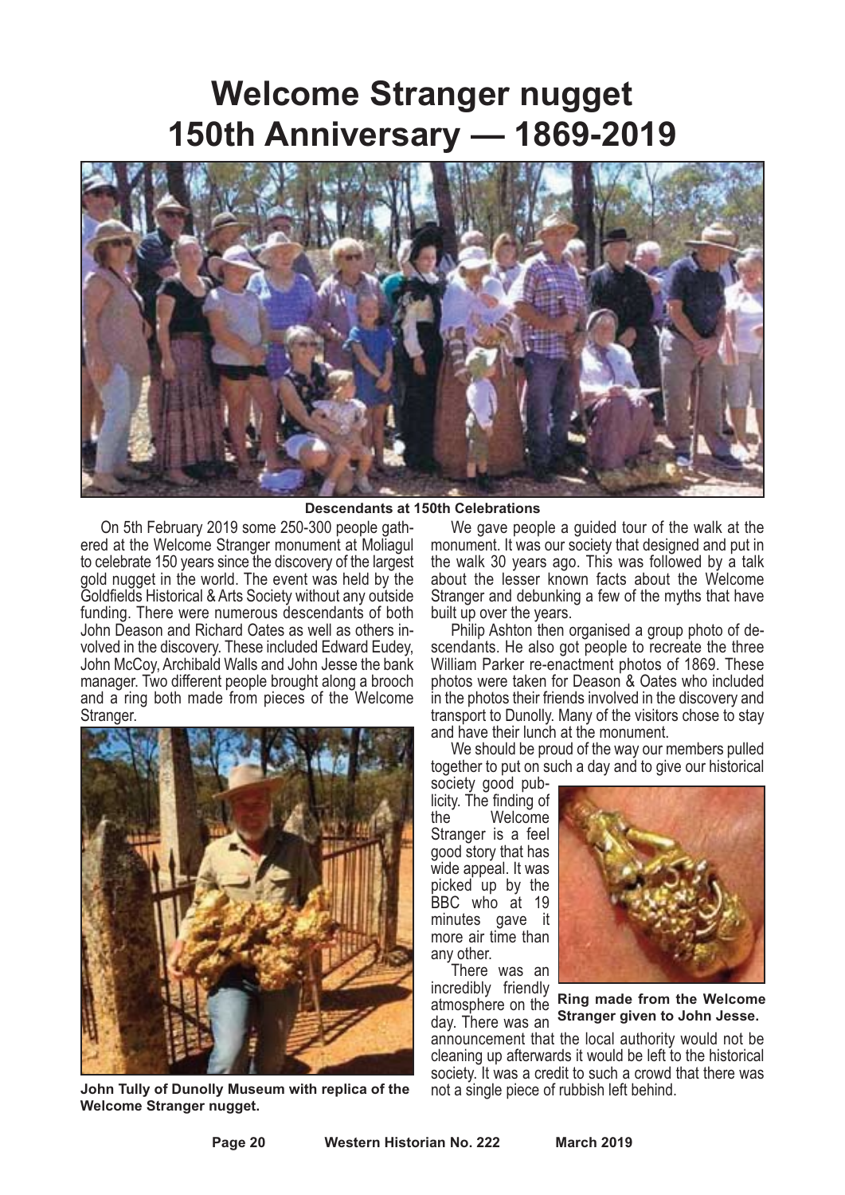# Welcome Stranger nugget 150th Anniversary — 1869-2019

**Descendants at 150th Celebrations**

On 5th February 2019 some 250-300 people gathered at the Welcome Stranger monument at Moliagul to celebrate 150 years since the discovery of the largest gold nugget in the world. The event was held by the Goldfields Historical & Arts Society without any outside funding. There were numerous descendants of both John Deason and Richard Oates as well as others involved in the discovery. These included Edward Eudey, John McCoy, Archibald Walls and John Jesse the bank manager. Two different people brought along a brooch and a ring both made from pieces of the Welcome Stranger.

**John Tully of Dunolly Museum with replica of the Welcome Stranger nugget.**

We gave people a guided tour of the walk at the monument. It was our society that designed and put in the walk 30 years ago. This was followed by a talk about the lesser known facts about the Welcome Stranger and debunking a few of the myths that have built up over the years.

Philip Ashton then organised a group photo of descendants. He also got people to recreate the three William Parker re-enactment photos of 1869. These photos were taken for Deason & Oates who included in the photos their friends involved in the discovery and transport to Dunolly. Many of the visitors chose to stay and have their lunch at the monument.

We should be proud of the way our members pulled together to put on such a day and to give our historical society good publicity. The finding of the Welcome Stranger is a feel good story that has wide appeal. It was picked up by the BBC who at 19 minutes gave it more air time than any other.

**Ring made from the Welcome Stranger given to John Jesse.**

There was an incredibly friendly atmosphere on the day. There was an announcement that the local authority would not be cleaning up afterwards it would be left to the historical society. It was a credit to such a crowd that there was not a single piece of rubbish left behind.